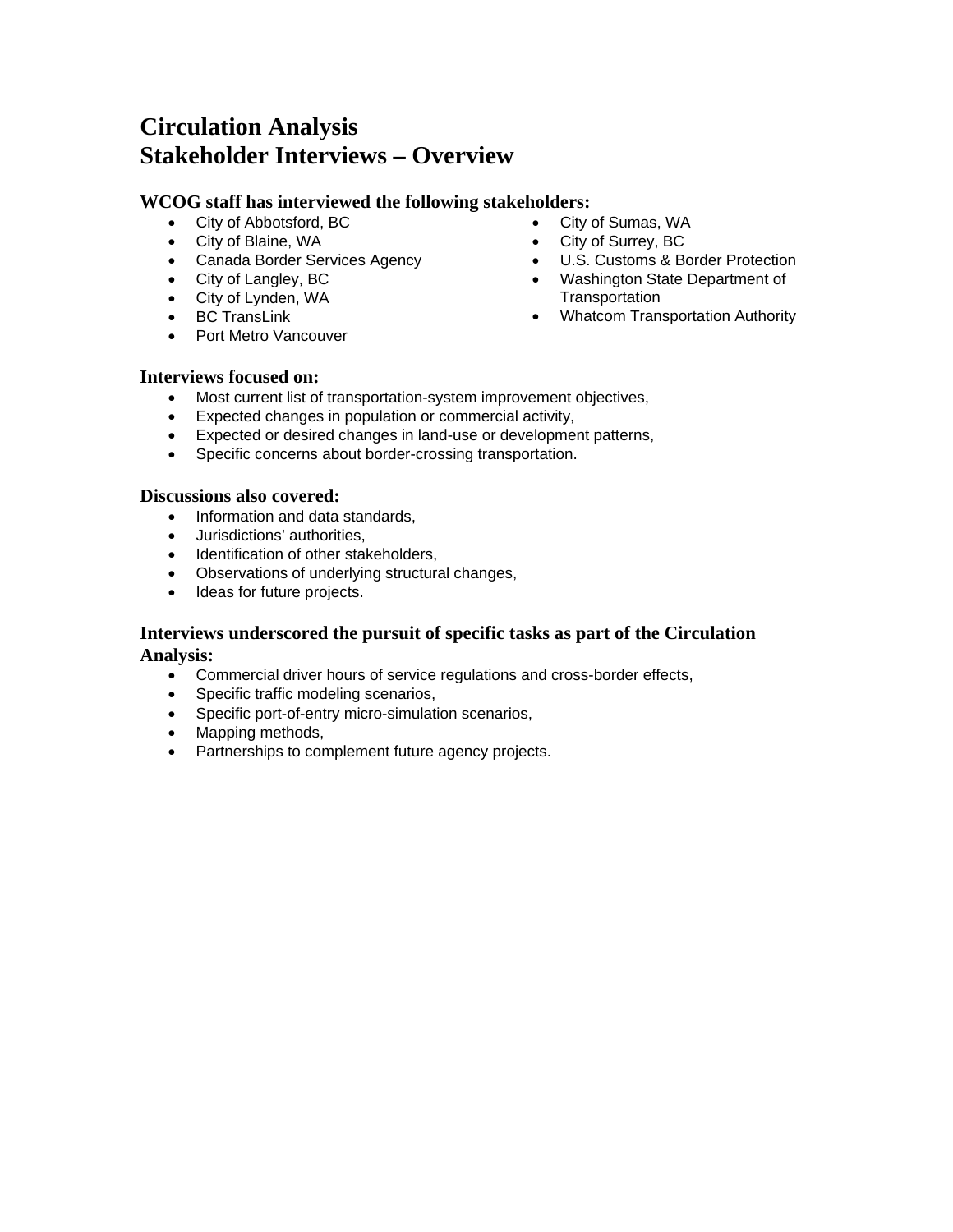# Circulation Analysis
# Stakeholder Interviews – Overview

### WCOG staff has interviewed the following stakeholders:

- City of Abbotsford, BC
- City of Blaine, WA
- Canada Border Services Agency
- City of Langley, BC
- City of Lynden, WA
- BC TransLink
- Port Metro Vancouver
- City of Sumas, WA
- City of Surrey, BC
- U.S. Customs & Border Protection
- Washington State Department of Transportation
- Whatcom Transportation Authority

### Interviews focused on:

- Most current list of transportation-system improvement objectives,
- Expected changes in population or commercial activity,
- Expected or desired changes in land-use or development patterns,
- Specific concerns about border-crossing transportation.

### Discussions also covered:

- Information and data standards,
- Jurisdictions' authorities,
- Identification of other stakeholders,
- Observations of underlying structural changes,
- Ideas for future projects.

### Interviews underscored the pursuit of specific tasks as part of the Circulation Analysis:

- Commercial driver hours of service regulations and cross-border effects,
- Specific traffic modeling scenarios,
- Specific port-of-entry micro-simulation scenarios,
- Mapping methods,
- Partnerships to complement future agency projects.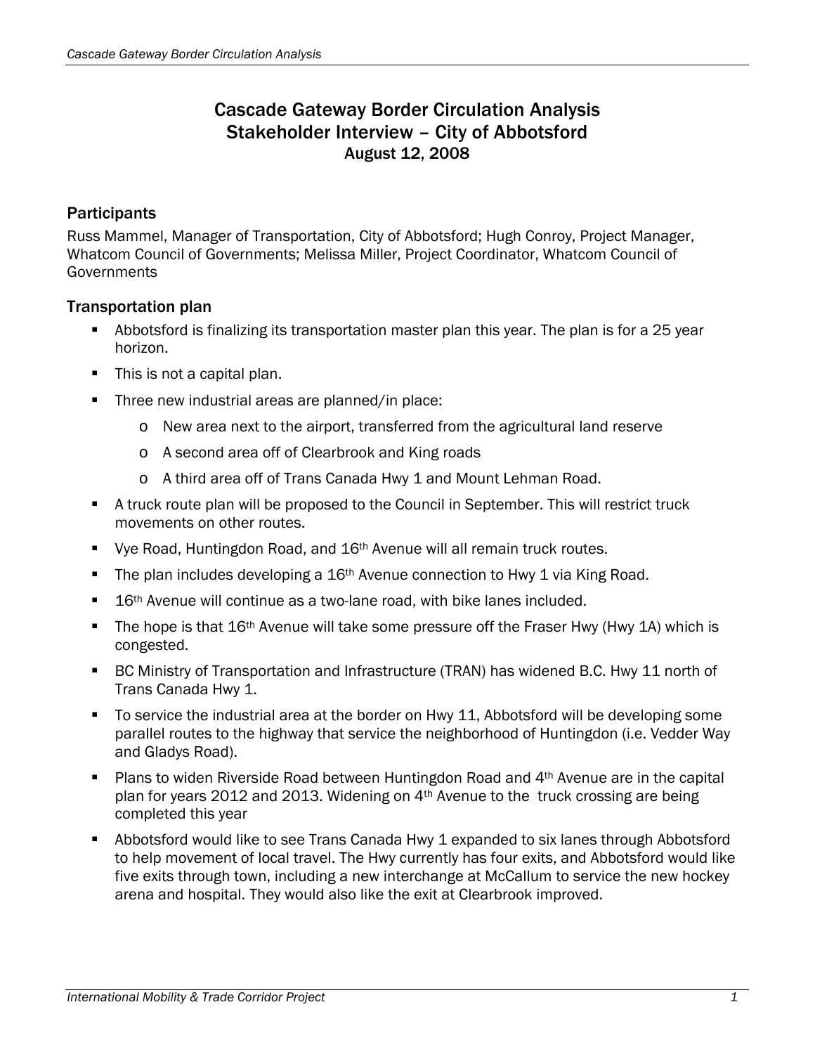# Cascade Gateway Border Circulation Analysis
## Stakeholder Interview – City of Abbotsford
### August 12, 2008

### Participants

Russ Mammel, Manager of Transportation, City of Abbotsford; Hugh Conroy, Project Manager, Whatcom Council of Governments; Melissa Miller, Project Coordinator, Whatcom Council of Governments

### Transportation plan

- Abbotsford is finalizing its transportation master plan this year. The plan is for a 25 year horizon.
- This is not a capital plan.
- Three new industrial areas are planned/in place:
  - New area next to the airport, transferred from the agricultural land reserve
  - A second area off of Clearbrook and King roads
  - A third area off of Trans Canada Hwy 1 and Mount Lehman Road.
- A truck route plan will be proposed to the Council in September. This will restrict truck movements on other routes.
- Vye Road, Huntingdon Road, and 16th Avenue will all remain truck routes.
- The plan includes developing a 16th Avenue connection to Hwy 1 via King Road.
- 16th Avenue will continue as a two-lane road, with bike lanes included.
- The hope is that 16th Avenue will take some pressure off the Fraser Hwy (Hwy 1A) which is congested.
- BC Ministry of Transportation and Infrastructure (TRAN) has widened B.C. Hwy 11 north of Trans Canada Hwy 1.
- To service the industrial area at the border on Hwy 11, Abbotsford will be developing some parallel routes to the highway that service the neighborhood of Huntingdon (i.e. Vedder Way and Gladys Road).
- Plans to widen Riverside Road between Huntingdon Road and 4th Avenue are in the capital plan for years 2012 and 2013. Widening on 4th Avenue to the truck crossing are being completed this year
- Abbotsford would like to see Trans Canada Hwy 1 expanded to six lanes through Abbotsford to help movement of local travel. The Hwy currently has four exits, and Abbotsford would like five exits through town, including a new interchange at McCallum to service the new hockey arena and hospital. They would also like the exit at Clearbrook improved.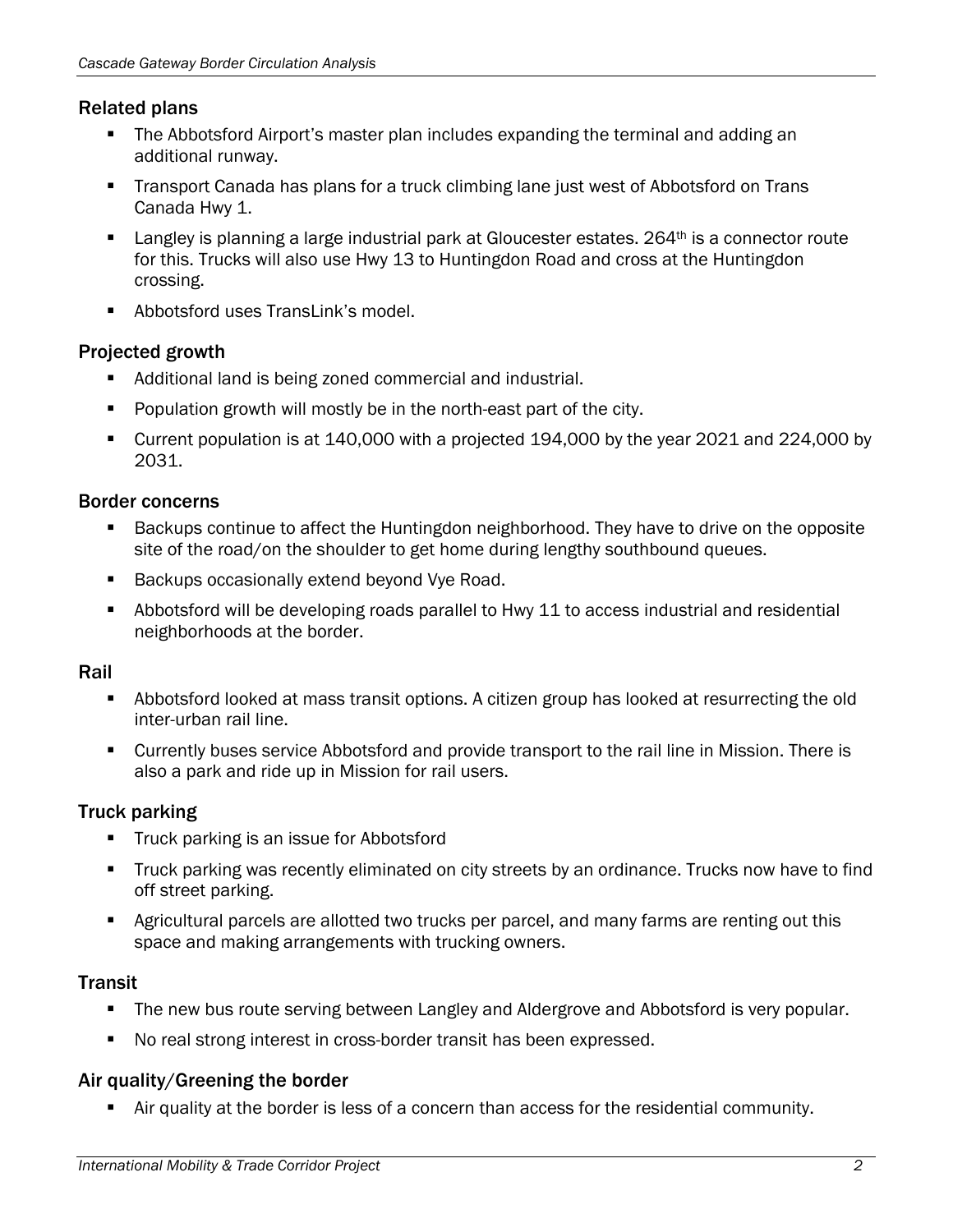## Related plans

- The Abbotsford Airport's master plan includes expanding the terminal and adding an additional runway.
- Transport Canada has plans for a truck climbing lane just west of Abbotsford on Trans Canada Hwy 1.
- Langley is planning a large industrial park at Gloucester estates. 264th is a connector route for this. Trucks will also use Hwy 13 to Huntingdon Road and cross at the Huntingdon crossing.
- Abbotsford uses TransLink's model.

## Projected growth

- Additional land is being zoned commercial and industrial.
- Population growth will mostly be in the north-east part of the city.
- Current population is at 140,000 with a projected 194,000 by the year 2021 and 224,000 by 2031.

## Border concerns

- Backups continue to affect the Huntingdon neighborhood. They have to drive on the opposite site of the road/on the shoulder to get home during lengthy southbound queues.
- Backups occasionally extend beyond Vye Road.
- Abbotsford will be developing roads parallel to Hwy 11 to access industrial and residential neighborhoods at the border.

## Rail

- Abbotsford looked at mass transit options. A citizen group has looked at resurrecting the old inter-urban rail line.
- Currently buses service Abbotsford and provide transport to the rail line in Mission. There is also a park and ride up in Mission for rail users.

## Truck parking

- Truck parking is an issue for Abbotsford
- Truck parking was recently eliminated on city streets by an ordinance. Trucks now have to find off street parking.
- Agricultural parcels are allotted two trucks per parcel, and many farms are renting out this space and making arrangements with trucking owners.

## Transit

- The new bus route serving between Langley and Aldergrove and Abbotsford is very popular.
- No real strong interest in cross-border transit has been expressed.

## Air quality/Greening the border

- Air quality at the border is less of a concern than access for the residential community.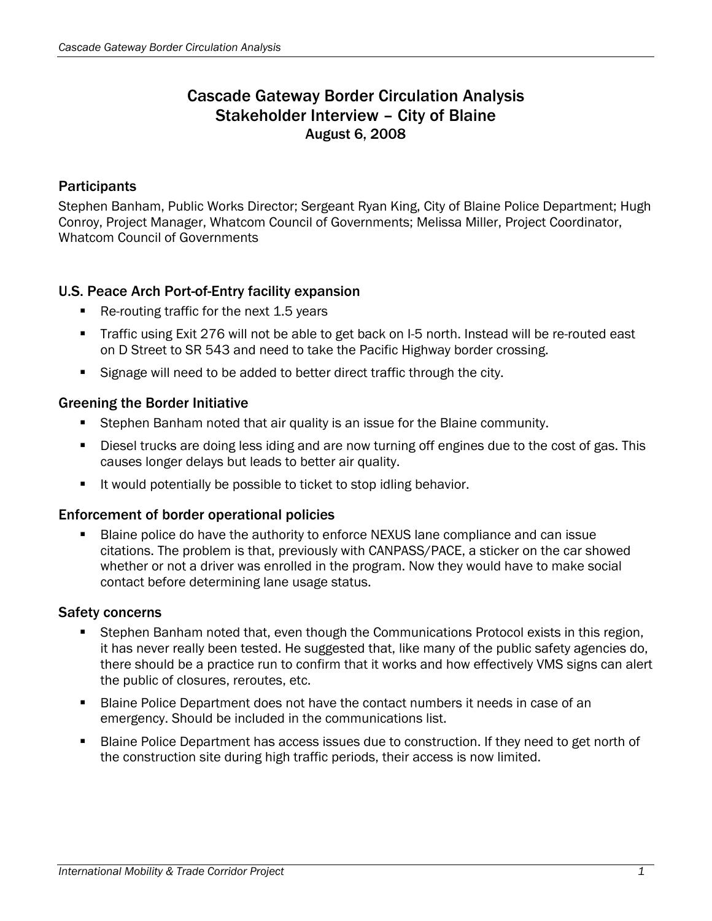# Cascade Gateway Border Circulation Analysis
## Stakeholder Interview – City of Blaine
### August 6, 2008

### Participants

Stephen Banham, Public Works Director; Sergeant Ryan King, City of Blaine Police Department; Hugh Conroy, Project Manager, Whatcom Council of Governments; Melissa Miller, Project Coordinator, Whatcom Council of Governments

### U.S. Peace Arch Port-of-Entry facility expansion

- Re-routing traffic for the next 1.5 years
- Traffic using Exit 276 will not be able to get back on I-5 north. Instead will be re-routed east on D Street to SR 543 and need to take the Pacific Highway border crossing.
- Signage will need to be added to better direct traffic through the city.

### Greening the Border Initiative

- Stephen Banham noted that air quality is an issue for the Blaine community.
- Diesel trucks are doing less iding and are now turning off engines due to the cost of gas. This causes longer delays but leads to better air quality.
- It would potentially be possible to ticket to stop idling behavior.

### Enforcement of border operational policies

- Blaine police do have the authority to enforce NEXUS lane compliance and can issue citations. The problem is that, previously with CANPASS/PACE, a sticker on the car showed whether or not a driver was enrolled in the program. Now they would have to make social contact before determining lane usage status.

### Safety concerns

- Stephen Banham noted that, even though the Communications Protocol exists in this region, it has never really been tested. He suggested that, like many of the public safety agencies do, there should be a practice run to confirm that it works and how effectively VMS signs can alert the public of closures, reroutes, etc.
- Blaine Police Department does not have the contact numbers it needs in case of an emergency. Should be included in the communications list.
- Blaine Police Department has access issues due to construction. If they need to get north of the construction site during high traffic periods, their access is now limited.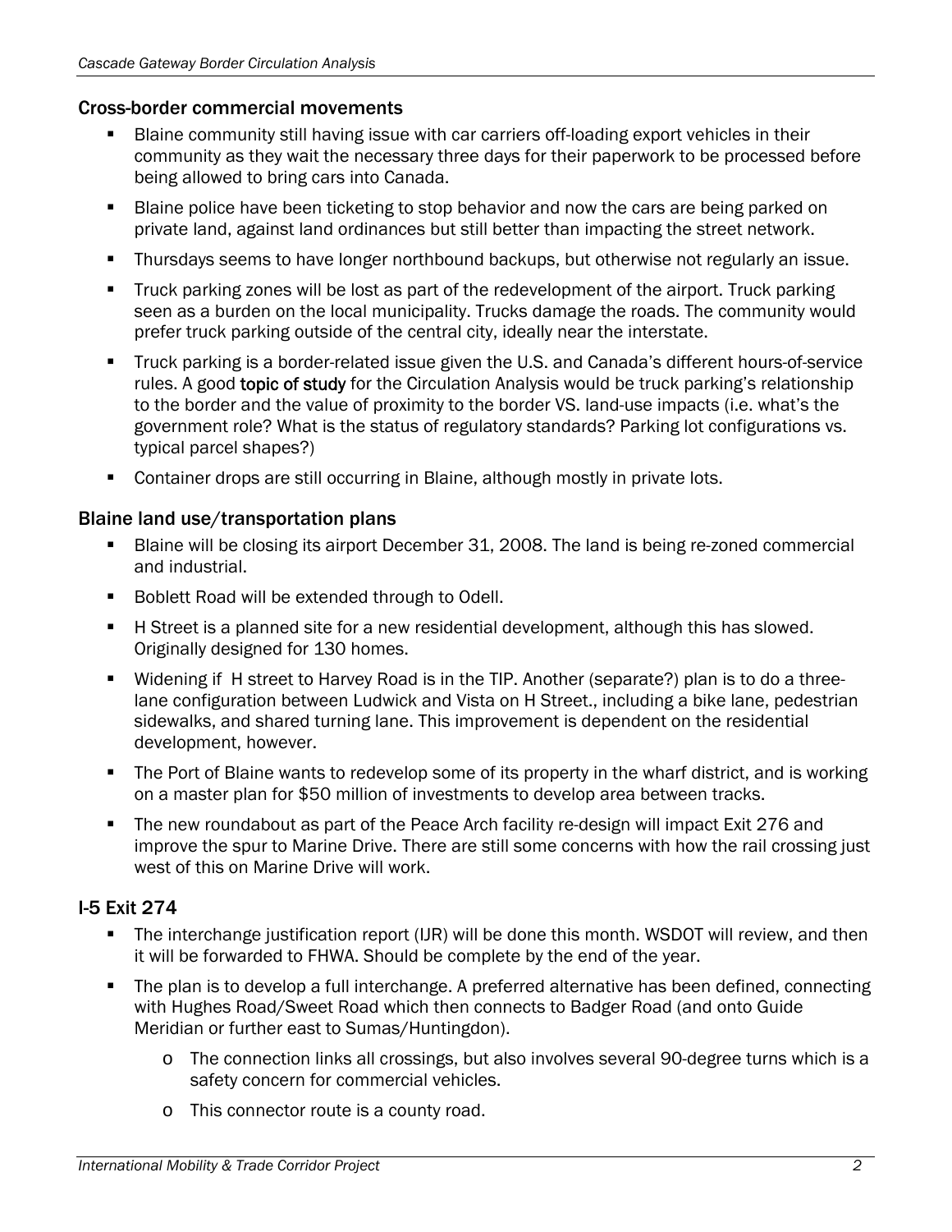## Cross-border commercial movements

- Blaine community still having issue with car carriers off-loading export vehicles in their community as they wait the necessary three days for their paperwork to be processed before being allowed to bring cars into Canada.
- Blaine police have been ticketing to stop behavior and now the cars are being parked on private land, against land ordinances but still better than impacting the street network.
- Thursdays seems to have longer northbound backups, but otherwise not regularly an issue.
- Truck parking zones will be lost as part of the redevelopment of the airport. Truck parking seen as a burden on the local municipality. Trucks damage the roads. The community would prefer truck parking outside of the central city, ideally near the interstate.
- Truck parking is a border-related issue given the U.S. and Canada's different hours-of-service rules. A good topic of study for the Circulation Analysis would be truck parking's relationship to the border and the value of proximity to the border VS. land-use impacts (i.e. what's the government role? What is the status of regulatory standards? Parking lot configurations vs. typical parcel shapes?)
- Container drops are still occurring in Blaine, although mostly in private lots.

## Blaine land use/transportation plans

- Blaine will be closing its airport December 31, 2008. The land is being re-zoned commercial and industrial.
- Boblett Road will be extended through to Odell.
- H Street is a planned site for a new residential development, although this has slowed. Originally designed for 130 homes.
- Widening if H street to Harvey Road is in the TIP. Another (separate?) plan is to do a three-lane configuration between Ludwick and Vista on H Street., including a bike lane, pedestrian sidewalks, and shared turning lane. This improvement is dependent on the residential development, however.
- The Port of Blaine wants to redevelop some of its property in the wharf district, and is working on a master plan for $50 million of investments to develop area between tracks.
- The new roundabout as part of the Peace Arch facility re-design will impact Exit 276 and improve the spur to Marine Drive. There are still some concerns with how the rail crossing just west of this on Marine Drive will work.

## I-5 Exit 274

- The interchange justification report (IJR) will be done this month. WSDOT will review, and then it will be forwarded to FHWA. Should be complete by the end of the year.
- The plan is to develop a full interchange. A preferred alternative has been defined, connecting with Hughes Road/Sweet Road which then connects to Badger Road (and onto Guide Meridian or further east to Sumas/Huntingdon).
  - The connection links all crossings, but also involves several 90-degree turns which is a safety concern for commercial vehicles.
  - This connector route is a county road.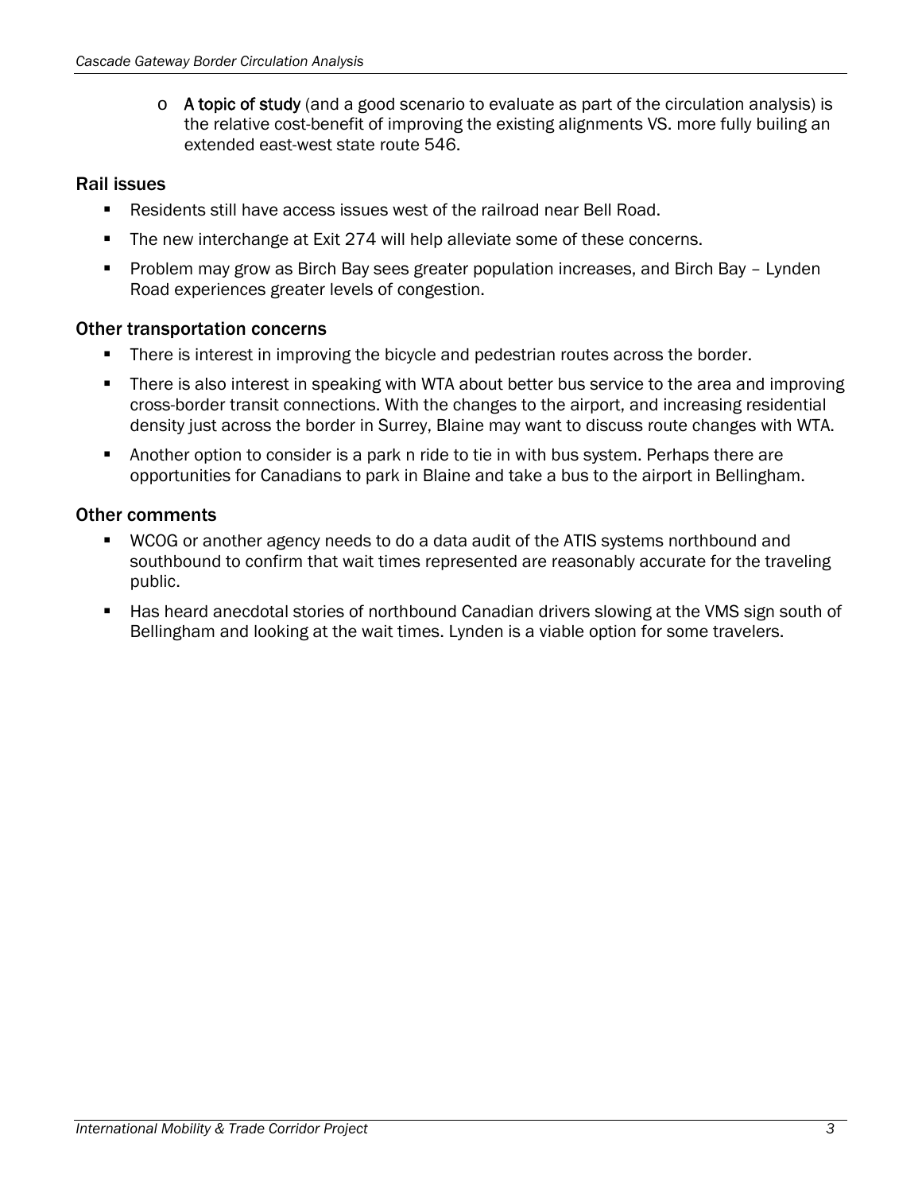- **A topic of study** (and a good scenario to evaluate as part of the circulation analysis) is the relative cost-benefit of improving the existing alignments VS. more fully builing an extended east-west state route 546.

### Rail issues

- Residents still have access issues west of the railroad near Bell Road.
- The new interchange at Exit 274 will help alleviate some of these concerns.
- Problem may grow as Birch Bay sees greater population increases, and Birch Bay – Lynden Road experiences greater levels of congestion.

### Other transportation concerns

- There is interest in improving the bicycle and pedestrian routes across the border.
- There is also interest in speaking with WTA about better bus service to the area and improving cross-border transit connections. With the changes to the airport, and increasing residential density just across the border in Surrey, Blaine may want to discuss route changes with WTA.
- Another option to consider is a park n ride to tie in with bus system. Perhaps there are opportunities for Canadians to park in Blaine and take a bus to the airport in Bellingham.

### Other comments

- WCOG or another agency needs to do a data audit of the ATIS systems northbound and southbound to confirm that wait times represented are reasonably accurate for the traveling public.
- Has heard anecdotal stories of northbound Canadian drivers slowing at the VMS sign south of Bellingham and looking at the wait times. Lynden is a viable option for some travelers.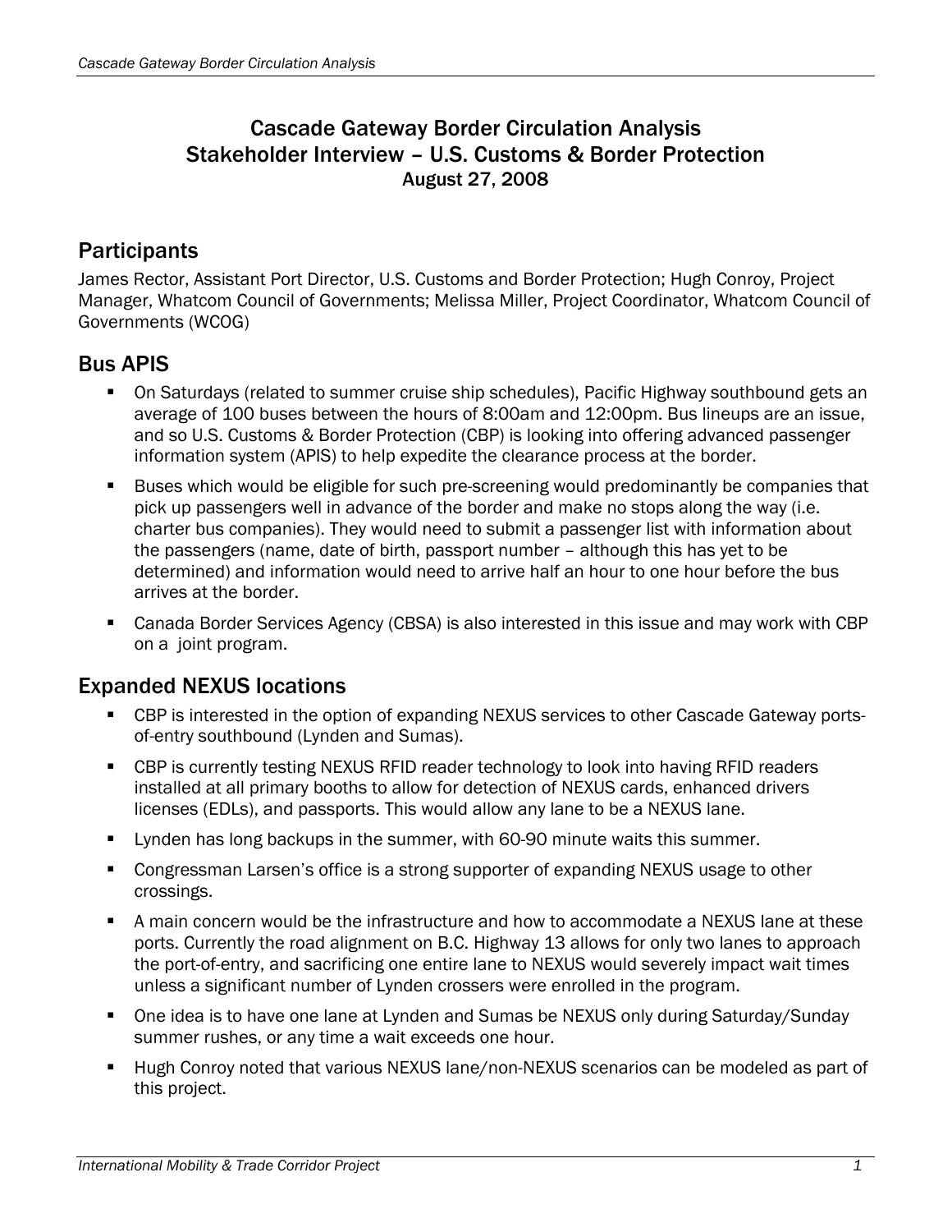# Cascade Gateway Border Circulation Analysis
# Stakeholder Interview – U.S. Customs & Border Protection

August 27, 2008

## Participants

James Rector, Assistant Port Director, U.S. Customs and Border Protection; Hugh Conroy, Project Manager, Whatcom Council of Governments; Melissa Miller, Project Coordinator, Whatcom Council of Governments (WCOG)

## Bus APIS

- On Saturdays (related to summer cruise ship schedules), Pacific Highway southbound gets an average of 100 buses between the hours of 8:00am and 12:00pm. Bus lineups are an issue, and so U.S. Customs & Border Protection (CBP) is looking into offering advanced passenger information system (APIS) to help expedite the clearance process at the border.
- Buses which would be eligible for such pre-screening would predominantly be companies that pick up passengers well in advance of the border and make no stops along the way (i.e. charter bus companies). They would need to submit a passenger list with information about the passengers (name, date of birth, passport number – although this has yet to be determined) and information would need to arrive half an hour to one hour before the bus arrives at the border.
- Canada Border Services Agency (CBSA) is also interested in this issue and may work with CBP on a joint program.

## Expanded NEXUS locations

- CBP is interested in the option of expanding NEXUS services to other Cascade Gateway ports-of-entry southbound (Lynden and Sumas).
- CBP is currently testing NEXUS RFID reader technology to look into having RFID readers installed at all primary booths to allow for detection of NEXUS cards, enhanced drivers licenses (EDLs), and passports. This would allow any lane to be a NEXUS lane.
- Lynden has long backups in the summer, with 60-90 minute waits this summer.
- Congressman Larsen's office is a strong supporter of expanding NEXUS usage to other crossings.
- A main concern would be the infrastructure and how to accommodate a NEXUS lane at these ports. Currently the road alignment on B.C. Highway 13 allows for only two lanes to approach the port-of-entry, and sacrificing one entire lane to NEXUS would severely impact wait times unless a significant number of Lynden crossers were enrolled in the program.
- One idea is to have one lane at Lynden and Sumas be NEXUS only during Saturday/Sunday summer rushes, or any time a wait exceeds one hour.
- Hugh Conroy noted that various NEXUS lane/non-NEXUS scenarios can be modeled as part of this project.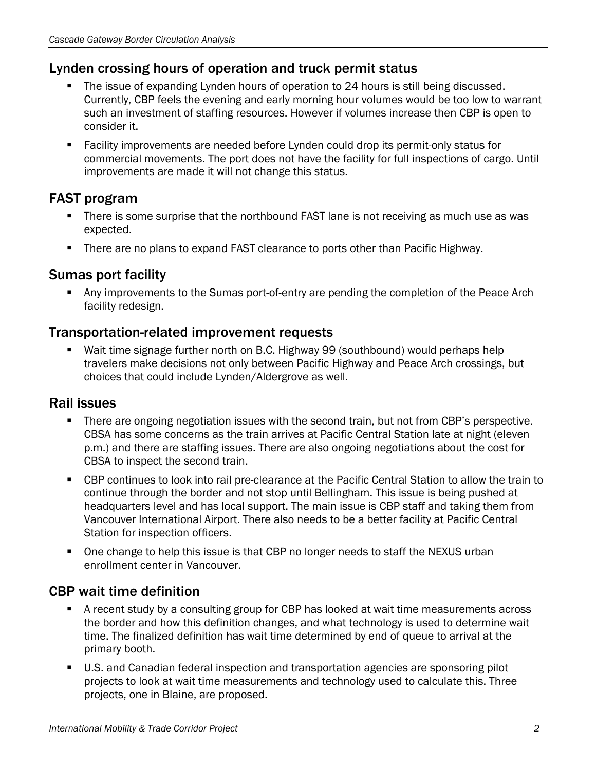## Lynden crossing hours of operation and truck permit status

- The issue of expanding Lynden hours of operation to 24 hours is still being discussed. Currently, CBP feels the evening and early morning hour volumes would be too low to warrant such an investment of staffing resources. However if volumes increase then CBP is open to consider it.
- Facility improvements are needed before Lynden could drop its permit-only status for commercial movements. The port does not have the facility for full inspections of cargo. Until improvements are made it will not change this status.

## FAST program

- There is some surprise that the northbound FAST lane is not receiving as much use as was expected.
- There are no plans to expand FAST clearance to ports other than Pacific Highway.

## Sumas port facility

- Any improvements to the Sumas port-of-entry are pending the completion of the Peace Arch facility redesign.

## Transportation-related improvement requests

- Wait time signage further north on B.C. Highway 99 (southbound) would perhaps help travelers make decisions not only between Pacific Highway and Peace Arch crossings, but choices that could include Lynden/Aldergrove as well.

## Rail issues

- There are ongoing negotiation issues with the second train, but not from CBP's perspective. CBSA has some concerns as the train arrives at Pacific Central Station late at night (eleven p.m.) and there are staffing issues. There are also ongoing negotiations about the cost for CBSA to inspect the second train.
- CBP continues to look into rail pre-clearance at the Pacific Central Station to allow the train to continue through the border and not stop until Bellingham. This issue is being pushed at headquarters level and has local support. The main issue is CBP staff and taking them from Vancouver International Airport. There also needs to be a better facility at Pacific Central Station for inspection officers.
- One change to help this issue is that CBP no longer needs to staff the NEXUS urban enrollment center in Vancouver.

## CBP wait time definition

- A recent study by a consulting group for CBP has looked at wait time measurements across the border and how this definition changes, and what technology is used to determine wait time. The finalized definition has wait time determined by end of queue to arrival at the primary booth.
- U.S. and Canadian federal inspection and transportation agencies are sponsoring pilot projects to look at wait time measurements and technology used to calculate this. Three projects, one in Blaine, are proposed.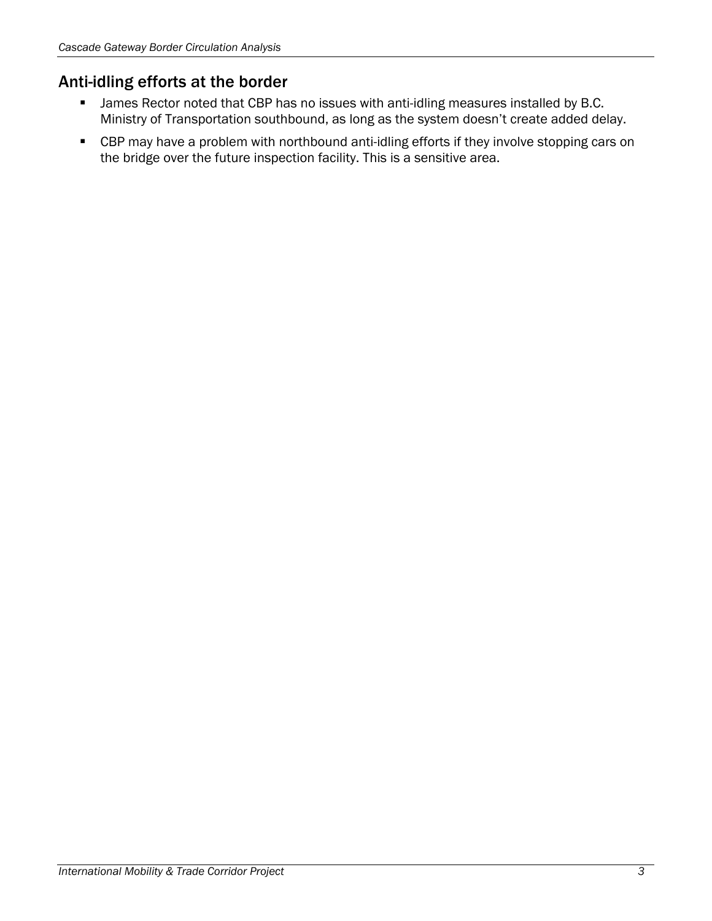## Anti-idling efforts at the border

- James Rector noted that CBP has no issues with anti-idling measures installed by B.C. Ministry of Transportation southbound, as long as the system doesn't create added delay.
- CBP may have a problem with northbound anti-idling efforts if they involve stopping cars on the bridge over the future inspection facility. This is a sensitive area.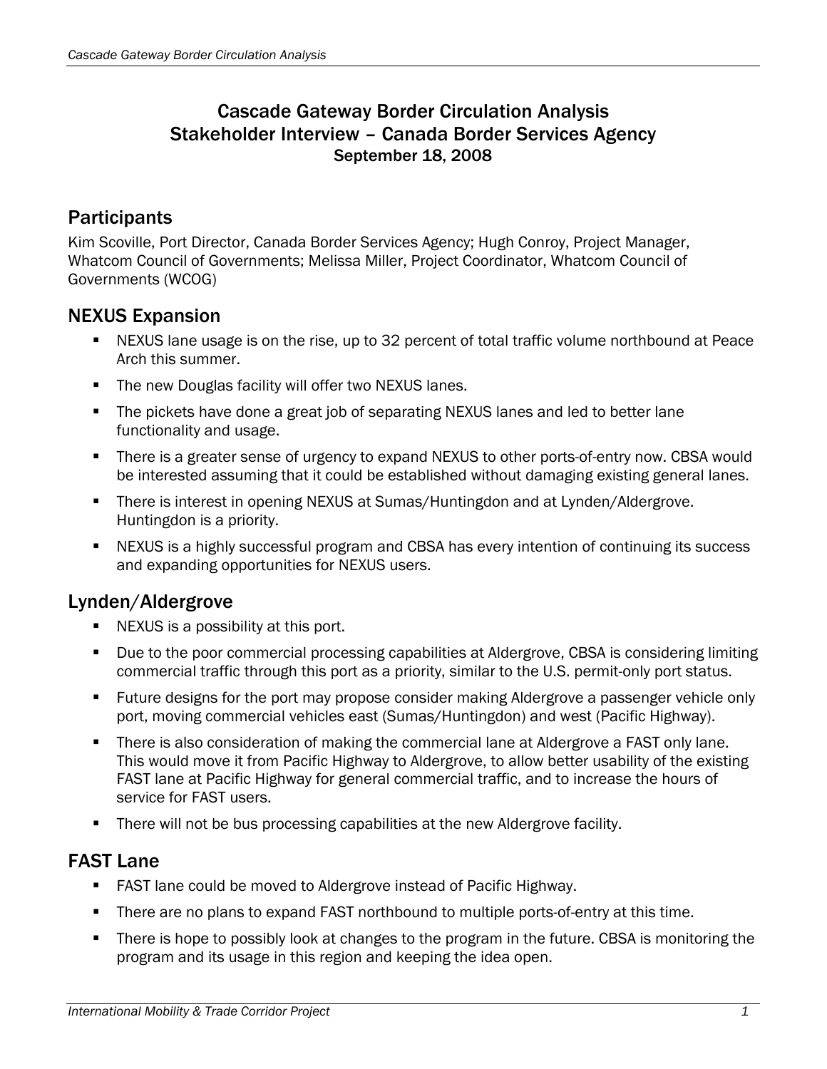# Cascade Gateway Border Circulation Analysis
# Stakeholder Interview – Canada Border Services Agency
### September 18, 2008

## Participants

Kim Scoville, Port Director, Canada Border Services Agency; Hugh Conroy, Project Manager, Whatcom Council of Governments; Melissa Miller, Project Coordinator, Whatcom Council of Governments (WCOG)

## NEXUS Expansion

- NEXUS lane usage is on the rise, up to 32 percent of total traffic volume northbound at Peace Arch this summer.
- The new Douglas facility will offer two NEXUS lanes.
- The pickets have done a great job of separating NEXUS lanes and led to better lane functionality and usage.
- There is a greater sense of urgency to expand NEXUS to other ports-of-entry now. CBSA would be interested assuming that it could be established without damaging existing general lanes.
- There is interest in opening NEXUS at Sumas/Huntingdon and at Lynden/Aldergrove. Huntingdon is a priority.
- NEXUS is a highly successful program and CBSA has every intention of continuing its success and expanding opportunities for NEXUS users.

## Lynden/Aldergrove

- NEXUS is a possibility at this port.
- Due to the poor commercial processing capabilities at Aldergrove, CBSA is considering limiting commercial traffic through this port as a priority, similar to the U.S. permit-only port status.
- Future designs for the port may propose consider making Aldergrove a passenger vehicle only port, moving commercial vehicles east (Sumas/Huntingdon) and west (Pacific Highway).
- There is also consideration of making the commercial lane at Aldergrove a FAST only lane. This would move it from Pacific Highway to Aldergrove, to allow better usability of the existing FAST lane at Pacific Highway for general commercial traffic, and to increase the hours of service for FAST users.
- There will not be bus processing capabilities at the new Aldergrove facility.

## FAST Lane

- FAST lane could be moved to Aldergrove instead of Pacific Highway.
- There are no plans to expand FAST northbound to multiple ports-of-entry at this time.
- There is hope to possibly look at changes to the program in the future. CBSA is monitoring the program and its usage in this region and keeping the idea open.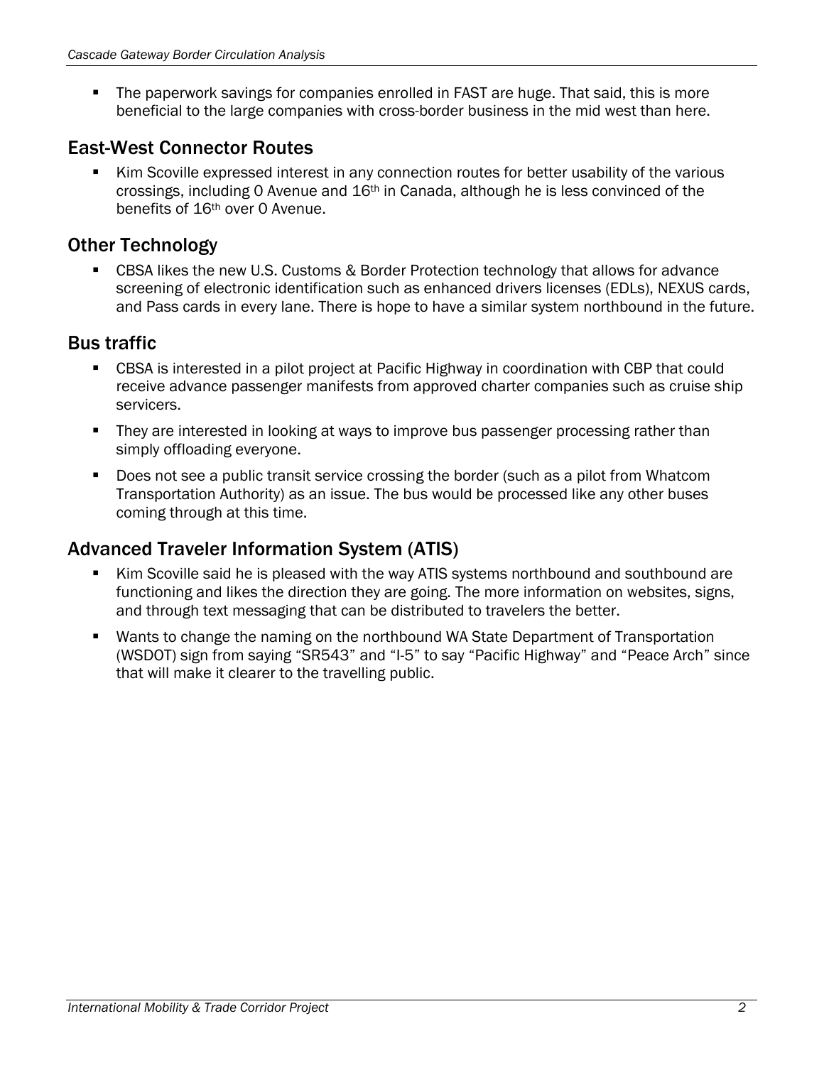- The paperwork savings for companies enrolled in FAST are huge. That said, this is more beneficial to the large companies with cross-border business in the mid west than here.

## East-West Connector Routes

- Kim Scoville expressed interest in any connection routes for better usability of the various crossings, including 0 Avenue and 16th in Canada, although he is less convinced of the benefits of 16th over 0 Avenue.

## Other Technology

- CBSA likes the new U.S. Customs & Border Protection technology that allows for advance screening of electronic identification such as enhanced drivers licenses (EDLs), NEXUS cards, and Pass cards in every lane. There is hope to have a similar system northbound in the future.

## Bus traffic

- CBSA is interested in a pilot project at Pacific Highway in coordination with CBP that could receive advance passenger manifests from approved charter companies such as cruise ship servicers.
- They are interested in looking at ways to improve bus passenger processing rather than simply offloading everyone.
- Does not see a public transit service crossing the border (such as a pilot from Whatcom Transportation Authority) as an issue. The bus would be processed like any other buses coming through at this time.

## Advanced Traveler Information System (ATIS)

- Kim Scoville said he is pleased with the way ATIS systems northbound and southbound are functioning and likes the direction they are going. The more information on websites, signs, and through text messaging that can be distributed to travelers the better.
- Wants to change the naming on the northbound WA State Department of Transportation (WSDOT) sign from saying "SR543" and "I-5" to say "Pacific Highway" and "Peace Arch" since that will make it clearer to the travelling public.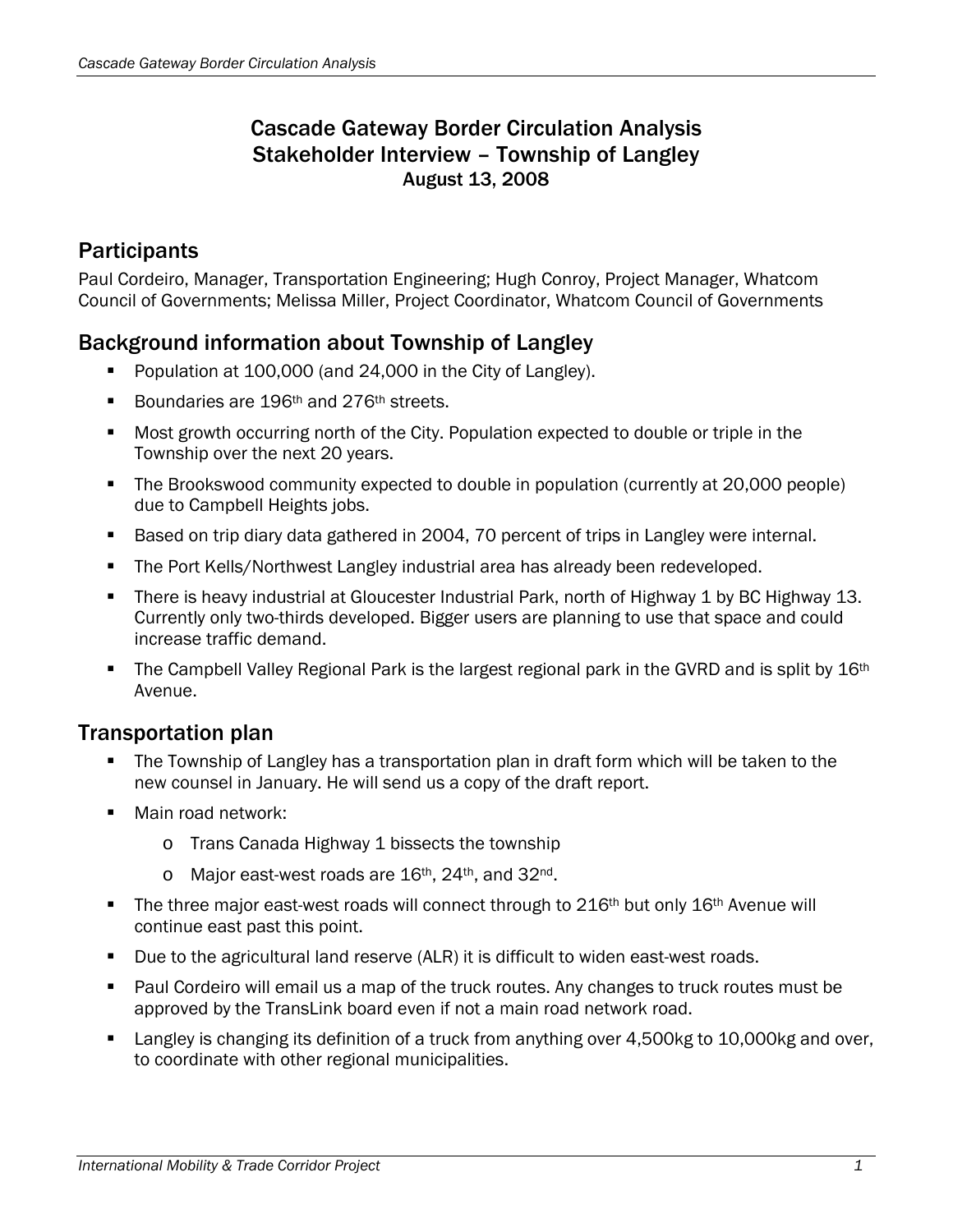# Cascade Gateway Border Circulation Analysis
# Stakeholder Interview – Township of Langley
### August 13, 2008

## Participants

Paul Cordeiro, Manager, Transportation Engineering; Hugh Conroy, Project Manager, Whatcom Council of Governments; Melissa Miller, Project Coordinator, Whatcom Council of Governments

## Background information about Township of Langley

- Population at 100,000 (and 24,000 in the City of Langley).
- Boundaries are 196th and 276th streets.
- Most growth occurring north of the City. Population expected to double or triple in the Township over the next 20 years.
- The Brookswood community expected to double in population (currently at 20,000 people) due to Campbell Heights jobs.
- Based on trip diary data gathered in 2004, 70 percent of trips in Langley were internal.
- The Port Kells/Northwest Langley industrial area has already been redeveloped.
- There is heavy industrial at Gloucester Industrial Park, north of Highway 1 by BC Highway 13. Currently only two-thirds developed. Bigger users are planning to use that space and could increase traffic demand.
- The Campbell Valley Regional Park is the largest regional park in the GVRD and is split by 16th Avenue.

## Transportation plan

- The Township of Langley has a transportation plan in draft form which will be taken to the new counsel in January. He will send us a copy of the draft report.
- Main road network:
  - Trans Canada Highway 1 bissects the township
  - Major east-west roads are 16th, 24th, and 32nd.
- The three major east-west roads will connect through to 216th but only 16th Avenue will continue east past this point.
- Due to the agricultural land reserve (ALR) it is difficult to widen east-west roads.
- Paul Cordeiro will email us a map of the truck routes. Any changes to truck routes must be approved by the TransLink board even if not a main road network road.
- Langley is changing its definition of a truck from anything over 4,500kg to 10,000kg and over, to coordinate with other regional municipalities.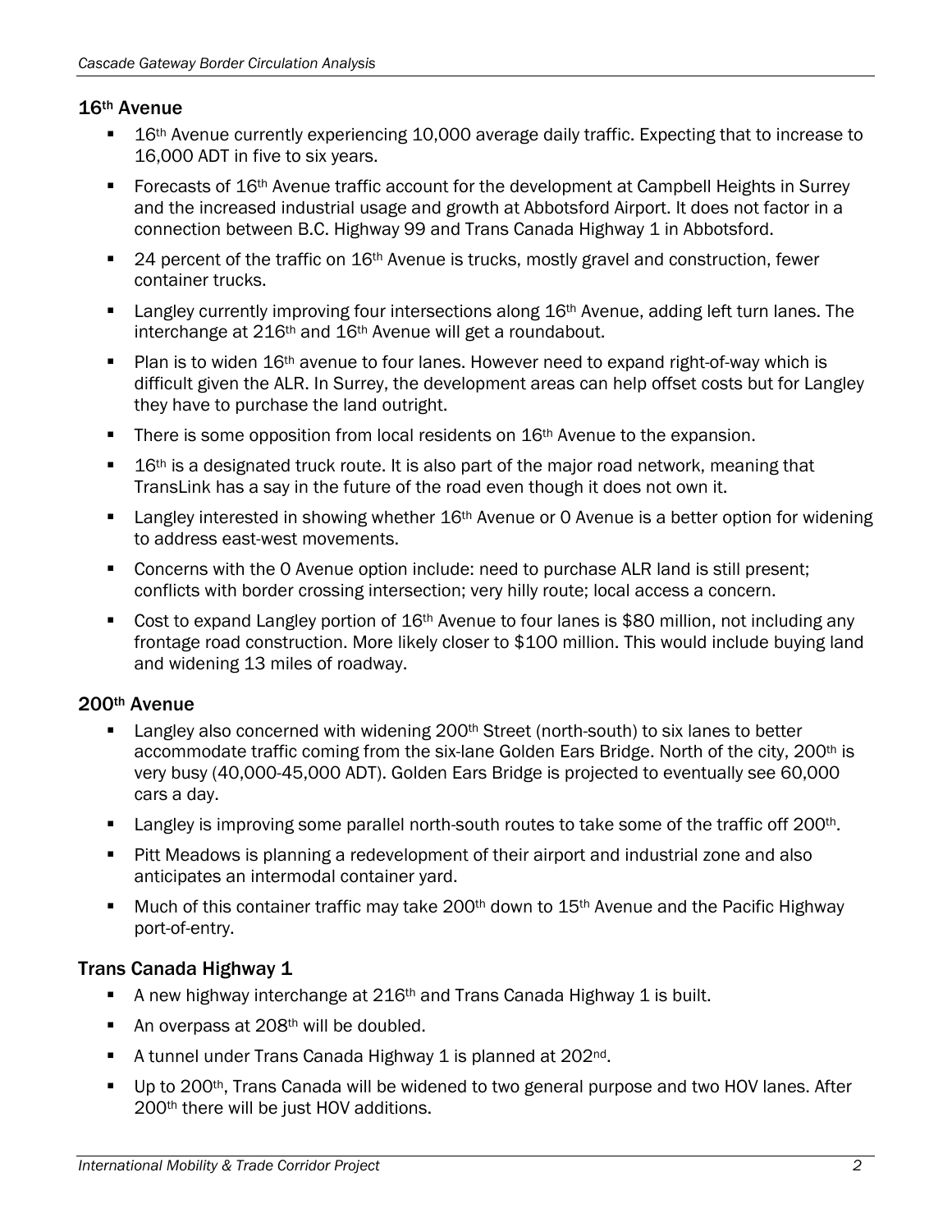## 16th Avenue

- 16th Avenue currently experiencing 10,000 average daily traffic. Expecting that to increase to 16,000 ADT in five to six years.
- Forecasts of 16th Avenue traffic account for the development at Campbell Heights in Surrey and the increased industrial usage and growth at Abbotsford Airport. It does not factor in a connection between B.C. Highway 99 and Trans Canada Highway 1 in Abbotsford.
- 24 percent of the traffic on 16th Avenue is trucks, mostly gravel and construction, fewer container trucks.
- Langley currently improving four intersections along 16th Avenue, adding left turn lanes. The interchange at 216th and 16th Avenue will get a roundabout.
- Plan is to widen 16th avenue to four lanes. However need to expand right-of-way which is difficult given the ALR. In Surrey, the development areas can help offset costs but for Langley they have to purchase the land outright.
- There is some opposition from local residents on 16th Avenue to the expansion.
- 16th is a designated truck route. It is also part of the major road network, meaning that TransLink has a say in the future of the road even though it does not own it.
- Langley interested in showing whether 16th Avenue or 0 Avenue is a better option for widening to address east-west movements.
- Concerns with the 0 Avenue option include: need to purchase ALR land is still present; conflicts with border crossing intersection; very hilly route; local access a concern.
- Cost to expand Langley portion of 16th Avenue to four lanes is $80 million, not including any frontage road construction. More likely closer to $100 million. This would include buying land and widening 13 miles of roadway.

## 200th Avenue

- Langley also concerned with widening 200th Street (north-south) to six lanes to better accommodate traffic coming from the six-lane Golden Ears Bridge. North of the city, 200th is very busy (40,000-45,000 ADT). Golden Ears Bridge is projected to eventually see 60,000 cars a day.
- Langley is improving some parallel north-south routes to take some of the traffic off 200th.
- Pitt Meadows is planning a redevelopment of their airport and industrial zone and also anticipates an intermodal container yard.
- Much of this container traffic may take 200th down to 15th Avenue and the Pacific Highway port-of-entry.

## Trans Canada Highway 1

- A new highway interchange at 216th and Trans Canada Highway 1 is built.
- An overpass at 208th will be doubled.
- A tunnel under Trans Canada Highway 1 is planned at 202nd.
- Up to 200th, Trans Canada will be widened to two general purpose and two HOV lanes. After 200th there will be just HOV additions.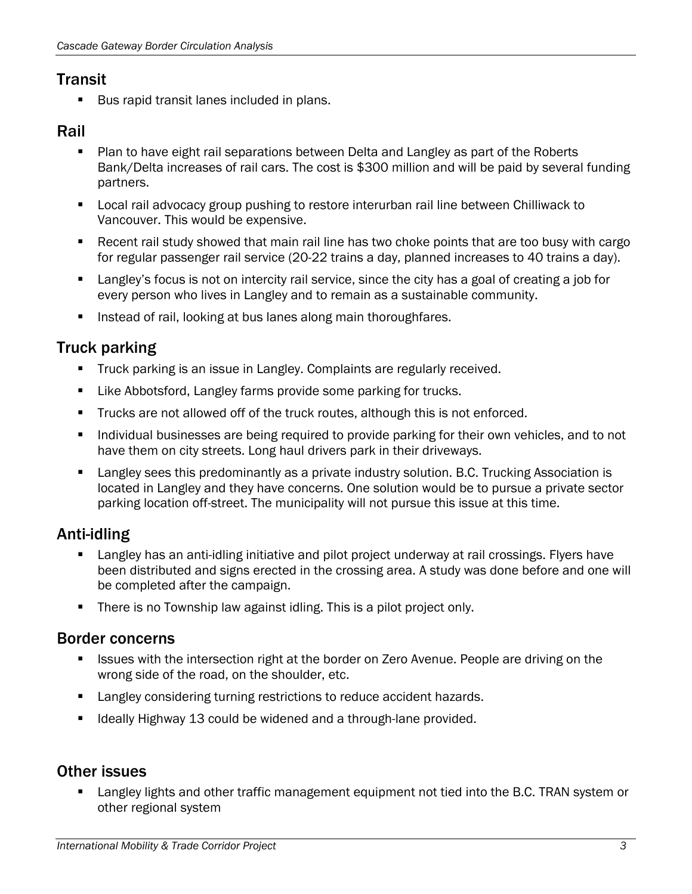## Transit

- Bus rapid transit lanes included in plans.

## Rail

- Plan to have eight rail separations between Delta and Langley as part of the Roberts Bank/Delta increases of rail cars. The cost is $300 million and will be paid by several funding partners.
- Local rail advocacy group pushing to restore interurban rail line between Chilliwack to Vancouver. This would be expensive.
- Recent rail study showed that main rail line has two choke points that are too busy with cargo for regular passenger rail service (20-22 trains a day, planned increases to 40 trains a day).
- Langley's focus is not on intercity rail service, since the city has a goal of creating a job for every person who lives in Langley and to remain as a sustainable community.
- Instead of rail, looking at bus lanes along main thoroughfares.

## Truck parking

- Truck parking is an issue in Langley. Complaints are regularly received.
- Like Abbotsford, Langley farms provide some parking for trucks.
- Trucks are not allowed off of the truck routes, although this is not enforced.
- Individual businesses are being required to provide parking for their own vehicles, and to not have them on city streets. Long haul drivers park in their driveways.
- Langley sees this predominantly as a private industry solution. B.C. Trucking Association is located in Langley and they have concerns. One solution would be to pursue a private sector parking location off-street. The municipality will not pursue this issue at this time.

## Anti-idling

- Langley has an anti-idling initiative and pilot project underway at rail crossings. Flyers have been distributed and signs erected in the crossing area. A study was done before and one will be completed after the campaign.
- There is no Township law against idling. This is a pilot project only.

## Border concerns

- Issues with the intersection right at the border on Zero Avenue. People are driving on the wrong side of the road, on the shoulder, etc.
- Langley considering turning restrictions to reduce accident hazards.
- Ideally Highway 13 could be widened and a through-lane provided.

## Other issues

- Langley lights and other traffic management equipment not tied into the B.C. TRAN system or other regional system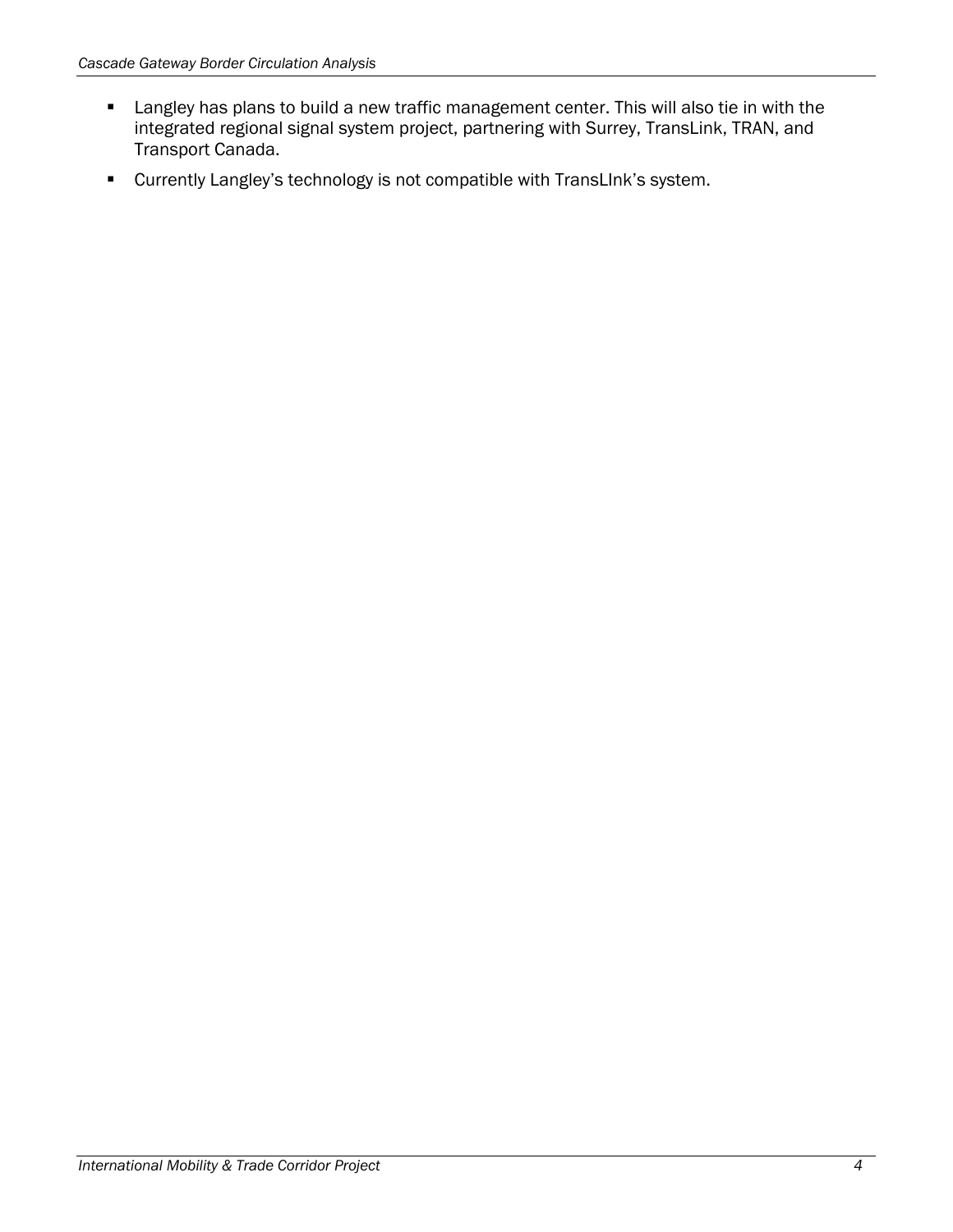- Langley has plans to build a new traffic management center. This will also tie in with the integrated regional signal system project, partnering with Surrey, TransLink, TRAN, and Transport Canada.
- Currently Langley's technology is not compatible with TransLInk's system.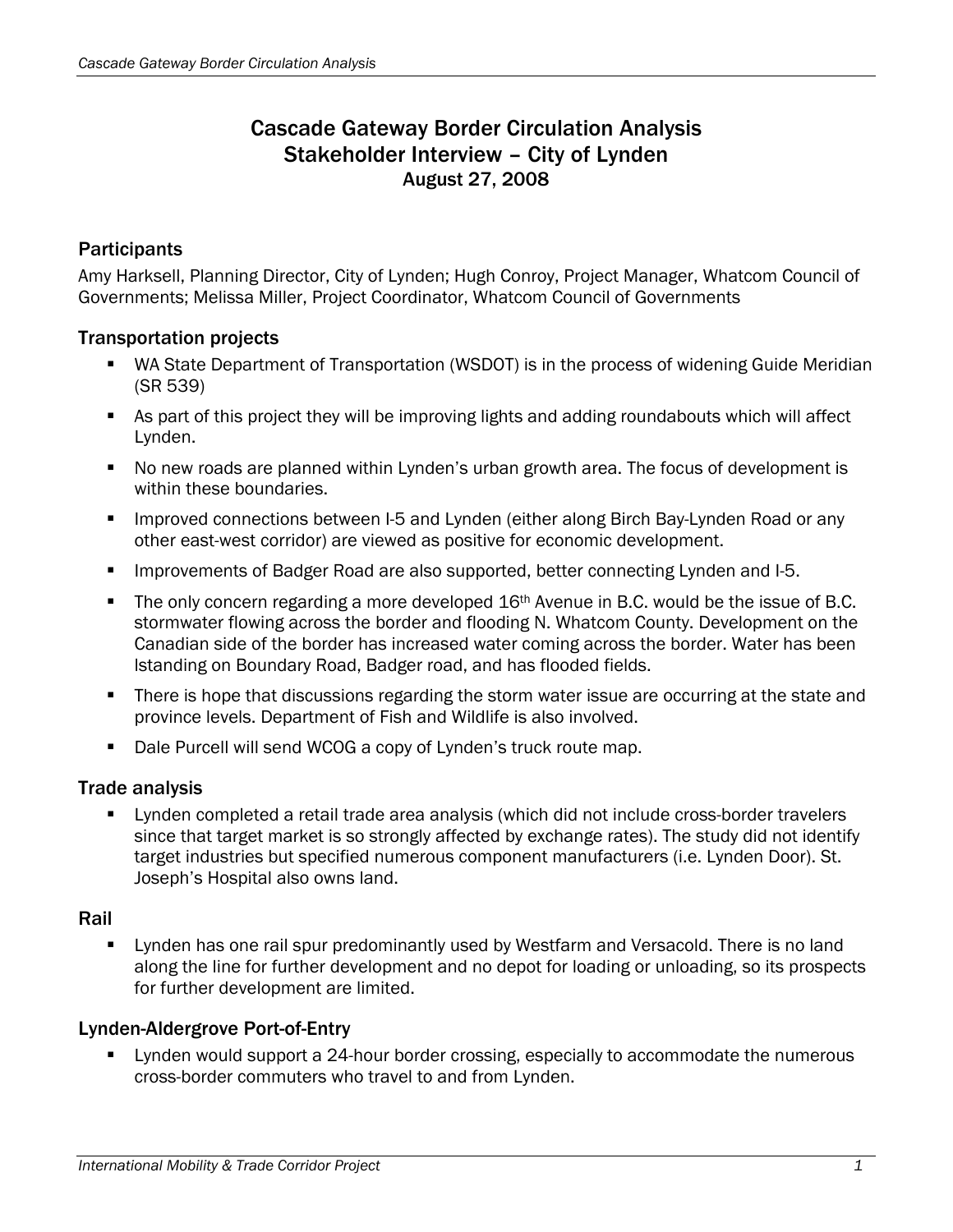# Cascade Gateway Border Circulation Analysis
# Stakeholder Interview – City of Lynden
## August 27, 2008

### Participants

Amy Harksell, Planning Director, City of Lynden; Hugh Conroy, Project Manager, Whatcom Council of Governments; Melissa Miller, Project Coordinator, Whatcom Council of Governments

### Transportation projects

- WA State Department of Transportation (WSDOT) is in the process of widening Guide Meridian (SR 539)
- As part of this project they will be improving lights and adding roundabouts which will affect Lynden.
- No new roads are planned within Lynden's urban growth area. The focus of development is within these boundaries.
- Improved connections between I-5 and Lynden (either along Birch Bay-Lynden Road or any other east-west corridor) are viewed as positive for economic development.
- Improvements of Badger Road are also supported, better connecting Lynden and I-5.
- The only concern regarding a more developed 16th Avenue in B.C. would be the issue of B.C. stormwater flowing across the border and flooding N. Whatcom County. Development on the Canadian side of the border has increased water coming across the border. Water has been lstanding on Boundary Road, Badger road, and has flooded fields.
- There is hope that discussions regarding the storm water issue are occurring at the state and province levels. Department of Fish and Wildlife is also involved.
- Dale Purcell will send WCOG a copy of Lynden's truck route map.

### Trade analysis

- Lynden completed a retail trade area analysis (which did not include cross-border travelers since that target market is so strongly affected by exchange rates). The study did not identify target industries but specified numerous component manufacturers (i.e. Lynden Door). St. Joseph's Hospital also owns land.

### Rail

- Lynden has one rail spur predominantly used by Westfarm and Versacold. There is no land along the line for further development and no depot for loading or unloading, so its prospects for further development are limited.

### Lynden-Aldergrove Port-of-Entry

- Lynden would support a 24-hour border crossing, especially to accommodate the numerous cross-border commuters who travel to and from Lynden.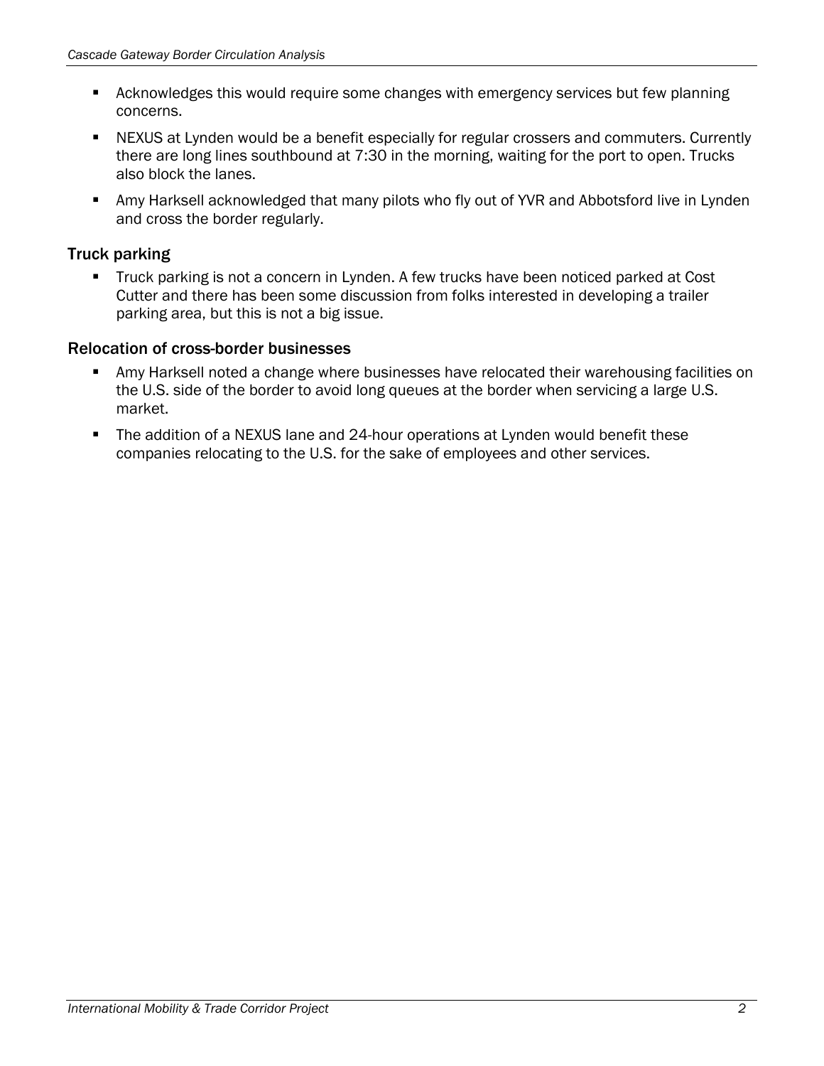- Acknowledges this would require some changes with emergency services but few planning concerns.
- NEXUS at Lynden would be a benefit especially for regular crossers and commuters. Currently there are long lines southbound at 7:30 in the morning, waiting for the port to open. Trucks also block the lanes.
- Amy Harksell acknowledged that many pilots who fly out of YVR and Abbotsford live in Lynden and cross the border regularly.

### Truck parking

- Truck parking is not a concern in Lynden. A few trucks have been noticed parked at Cost Cutter and there has been some discussion from folks interested in developing a trailer parking area, but this is not a big issue.

### Relocation of cross-border businesses

- Amy Harksell noted a change where businesses have relocated their warehousing facilities on the U.S. side of the border to avoid long queues at the border when servicing a large U.S. market.
- The addition of a NEXUS lane and 24-hour operations at Lynden would benefit these companies relocating to the U.S. for the sake of employees and other services.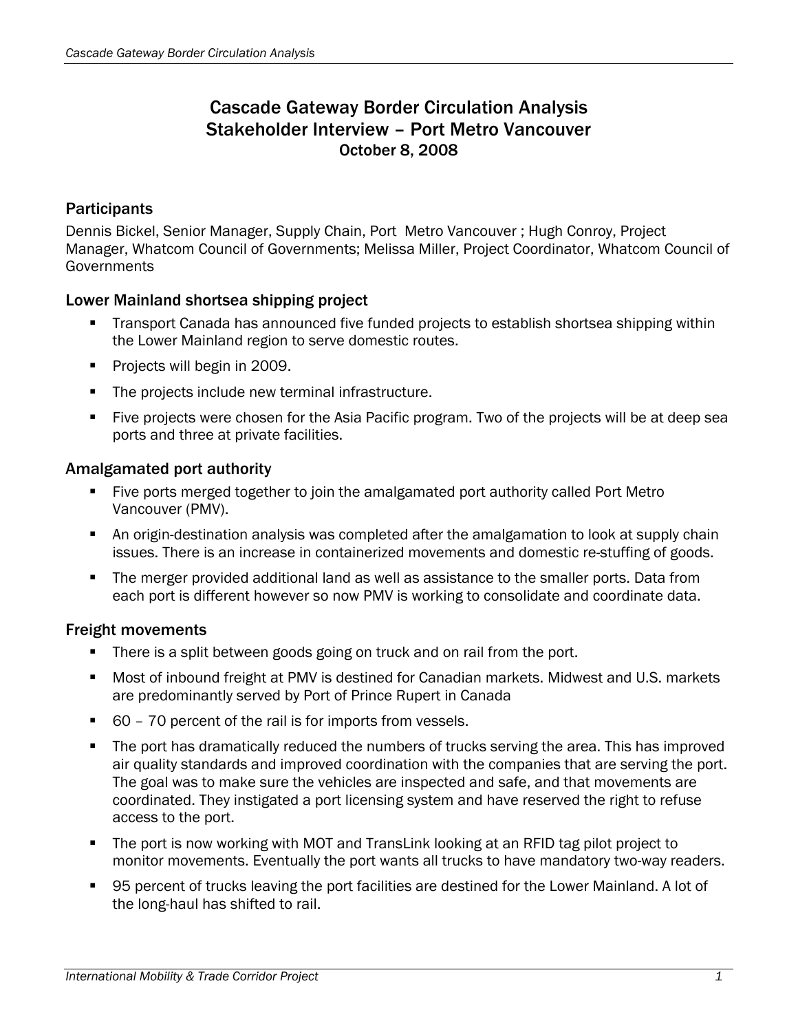# Cascade Gateway Border Circulation Analysis
# Stakeholder Interview – Port Metro Vancouver
October 8, 2008

## Participants

Dennis Bickel, Senior Manager, Supply Chain, Port Metro Vancouver ; Hugh Conroy, Project Manager, Whatcom Council of Governments; Melissa Miller, Project Coordinator, Whatcom Council of Governments

## Lower Mainland shortsea shipping project

- Transport Canada has announced five funded projects to establish shortsea shipping within the Lower Mainland region to serve domestic routes.
- Projects will begin in 2009.
- The projects include new terminal infrastructure.
- Five projects were chosen for the Asia Pacific program. Two of the projects will be at deep sea ports and three at private facilities.

## Amalgamated port authority

- Five ports merged together to join the amalgamated port authority called Port Metro Vancouver (PMV).
- An origin-destination analysis was completed after the amalgamation to look at supply chain issues. There is an increase in containerized movements and domestic re-stuffing of goods.
- The merger provided additional land as well as assistance to the smaller ports. Data from each port is different however so now PMV is working to consolidate and coordinate data.

## Freight movements

- There is a split between goods going on truck and on rail from the port.
- Most of inbound freight at PMV is destined for Canadian markets. Midwest and U.S. markets are predominantly served by Port of Prince Rupert in Canada
- 60 – 70 percent of the rail is for imports from vessels.
- The port has dramatically reduced the numbers of trucks serving the area. This has improved air quality standards and improved coordination with the companies that are serving the port. The goal was to make sure the vehicles are inspected and safe, and that movements are coordinated. They instigated a port licensing system and have reserved the right to refuse access to the port.
- The port is now working with MOT and TransLink looking at an RFID tag pilot project to monitor movements. Eventually the port wants all trucks to have mandatory two-way readers.
- 95 percent of trucks leaving the port facilities are destined for the Lower Mainland. A lot of the long-haul has shifted to rail.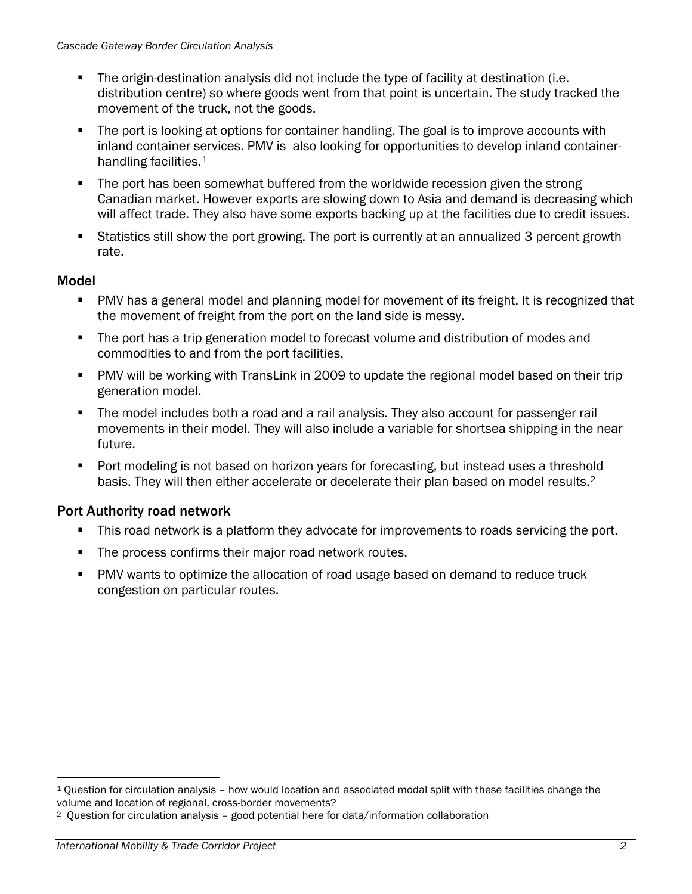- The origin-destination analysis did not include the type of facility at destination (i.e. distribution centre) so where goods went from that point is uncertain. The study tracked the movement of the truck, not the goods.
- The port is looking at options for container handling. The goal is to improve accounts with inland container services. PMV is also looking for opportunities to develop inland container-handling facilities.[1]
- The port has been somewhat buffered from the worldwide recession given the strong Canadian market. However exports are slowing down to Asia and demand is decreasing which will affect trade. They also have some exports backing up at the facilities due to credit issues.
- Statistics still show the port growing. The port is currently at an annualized 3 percent growth rate.

## Model

- PMV has a general model and planning model for movement of its freight. It is recognized that the movement of freight from the port on the land side is messy.
- The port has a trip generation model to forecast volume and distribution of modes and commodities to and from the port facilities.
- PMV will be working with TransLink in 2009 to update the regional model based on their trip generation model.
- The model includes both a road and a rail analysis. They also account for passenger rail movements in their model. They will also include a variable for shortsea shipping in the near future.
- Port modeling is not based on horizon years for forecasting, but instead uses a threshold basis. They will then either accelerate or decelerate their plan based on model results.[2]

## Port Authority road network

- This road network is a platform they advocate for improvements to roads servicing the port.
- The process confirms their major road network routes.
- PMV wants to optimize the allocation of road usage based on demand to reduce truck congestion on particular routes.

---

[1] Question for circulation analysis – how would location and associated modal split with these facilities change the volume and location of regional, cross-border movements?

[2] Question for circulation analysis – good potential here for data/information collaboration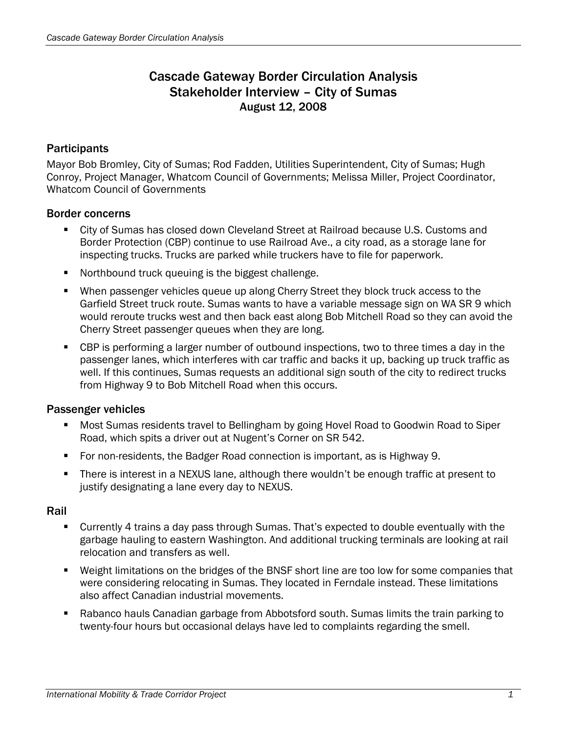# Cascade Gateway Border Circulation Analysis
## Stakeholder Interview – City of Sumas
### August 12, 2008

### Participants

Mayor Bob Bromley, City of Sumas; Rod Fadden, Utilities Superintendent, City of Sumas; Hugh Conroy, Project Manager, Whatcom Council of Governments; Melissa Miller, Project Coordinator, Whatcom Council of Governments

### Border concerns

- City of Sumas has closed down Cleveland Street at Railroad because U.S. Customs and Border Protection (CBP) continue to use Railroad Ave., a city road, as a storage lane for inspecting trucks. Trucks are parked while truckers have to file for paperwork.
- Northbound truck queuing is the biggest challenge.
- When passenger vehicles queue up along Cherry Street they block truck access to the Garfield Street truck route. Sumas wants to have a variable message sign on WA SR 9 which would reroute trucks west and then back east along Bob Mitchell Road so they can avoid the Cherry Street passenger queues when they are long.
- CBP is performing a larger number of outbound inspections, two to three times a day in the passenger lanes, which interferes with car traffic and backs it up, backing up truck traffic as well. If this continues, Sumas requests an additional sign south of the city to redirect trucks from Highway 9 to Bob Mitchell Road when this occurs.

### Passenger vehicles

- Most Sumas residents travel to Bellingham by going Hovel Road to Goodwin Road to Siper Road, which spits a driver out at Nugent's Corner on SR 542.
- For non-residents, the Badger Road connection is important, as is Highway 9.
- There is interest in a NEXUS lane, although there wouldn't be enough traffic at present to justify designating a lane every day to NEXUS.

### Rail

- Currently 4 trains a day pass through Sumas. That's expected to double eventually with the garbage hauling to eastern Washington. And additional trucking terminals are looking at rail relocation and transfers as well.
- Weight limitations on the bridges of the BNSF short line are too low for some companies that were considering relocating in Sumas. They located in Ferndale instead. These limitations also affect Canadian industrial movements.
- Rabanco hauls Canadian garbage from Abbotsford south. Sumas limits the train parking to twenty-four hours but occasional delays have led to complaints regarding the smell.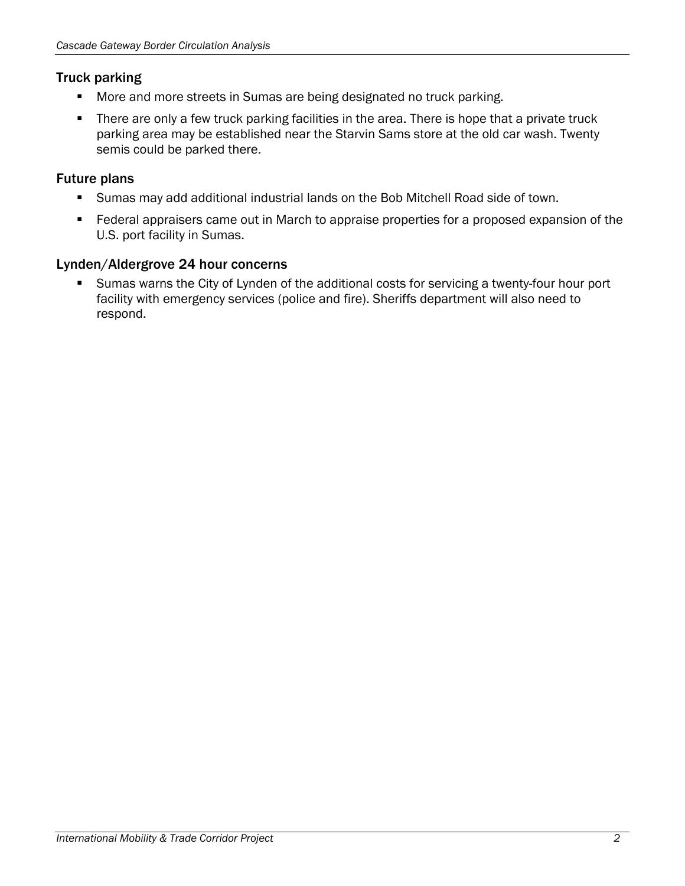### Truck parking

- More and more streets in Sumas are being designated no truck parking.
- There are only a few truck parking facilities in the area. There is hope that a private truck parking area may be established near the Starvin Sams store at the old car wash. Twenty semis could be parked there.

### Future plans

- Sumas may add additional industrial lands on the Bob Mitchell Road side of town.
- Federal appraisers came out in March to appraise properties for a proposed expansion of the U.S. port facility in Sumas.

### Lynden/Aldergrove 24 hour concerns

- Sumas warns the City of Lynden of the additional costs for servicing a twenty-four hour port facility with emergency services (police and fire). Sheriffs department will also need to respond.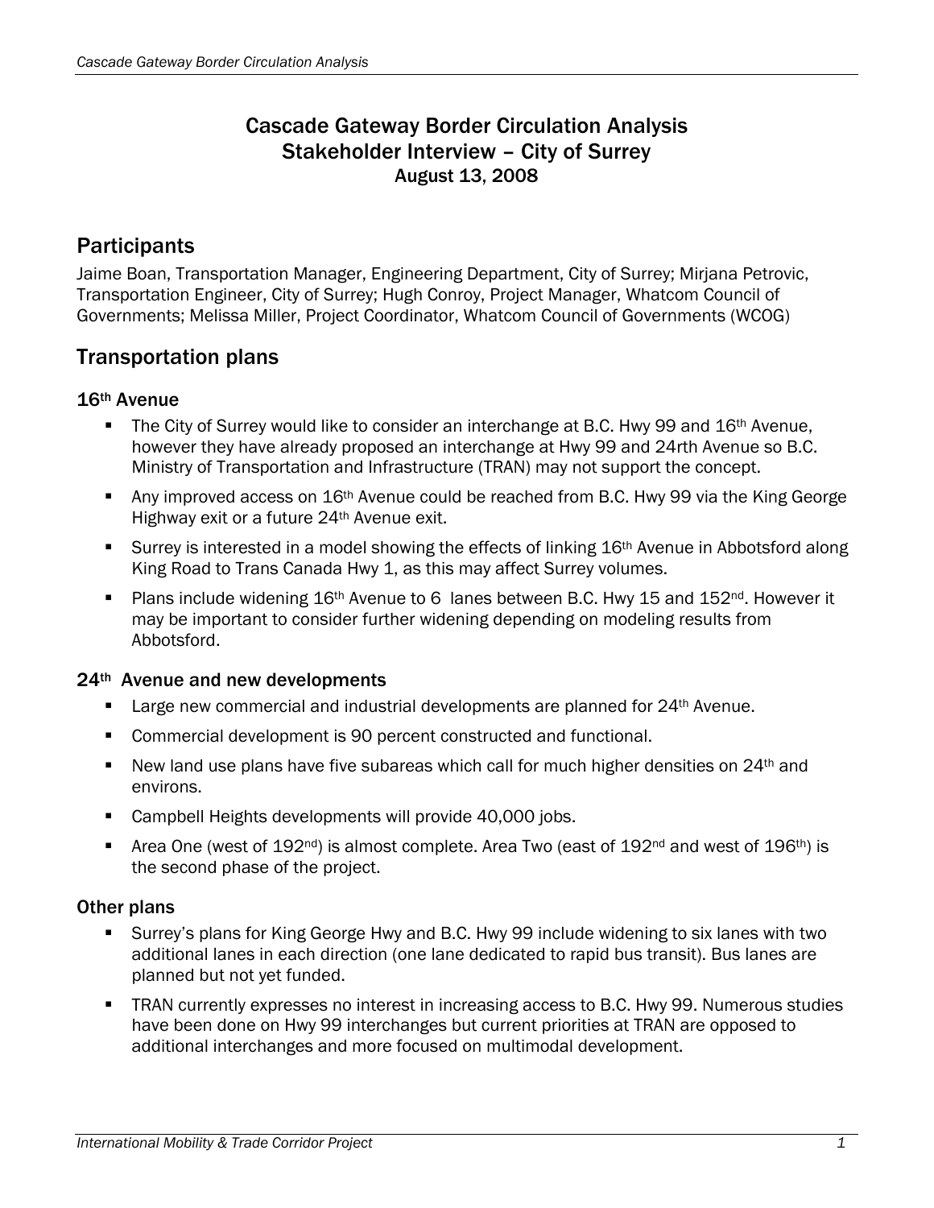# Cascade Gateway Border Circulation Analysis
# Stakeholder Interview – City of Surrey
### August 13, 2008

## Participants

Jaime Boan, Transportation Manager, Engineering Department, City of Surrey; Mirjana Petrovic, Transportation Engineer, City of Surrey; Hugh Conroy, Project Manager, Whatcom Council of Governments; Melissa Miller, Project Coordinator, Whatcom Council of Governments (WCOG)

## Transportation plans

### 16th Avenue

- The City of Surrey would like to consider an interchange at B.C. Hwy 99 and 16th Avenue, however they have already proposed an interchange at Hwy 99 and 24rth Avenue so B.C. Ministry of Transportation and Infrastructure (TRAN) may not support the concept.
- Any improved access on 16th Avenue could be reached from B.C. Hwy 99 via the King George Highway exit or a future 24th Avenue exit.
- Surrey is interested in a model showing the effects of linking 16th Avenue in Abbotsford along King Road to Trans Canada Hwy 1, as this may affect Surrey volumes.
- Plans include widening 16th Avenue to 6 lanes between B.C. Hwy 15 and 152nd. However it may be important to consider further widening depending on modeling results from Abbotsford.

### 24th Avenue and new developments

- Large new commercial and industrial developments are planned for 24th Avenue.
- Commercial development is 90 percent constructed and functional.
- New land use plans have five subareas which call for much higher densities on 24th and environs.
- Campbell Heights developments will provide 40,000 jobs.
- Area One (west of 192nd) is almost complete. Area Two (east of 192nd and west of 196th) is the second phase of the project.

### Other plans

- Surrey's plans for King George Hwy and B.C. Hwy 99 include widening to six lanes with two additional lanes in each direction (one lane dedicated to rapid bus transit). Bus lanes are planned but not yet funded.
- TRAN currently expresses no interest in increasing access to B.C. Hwy 99. Numerous studies have been done on Hwy 99 interchanges but current priorities at TRAN are opposed to additional interchanges and more focused on multimodal development.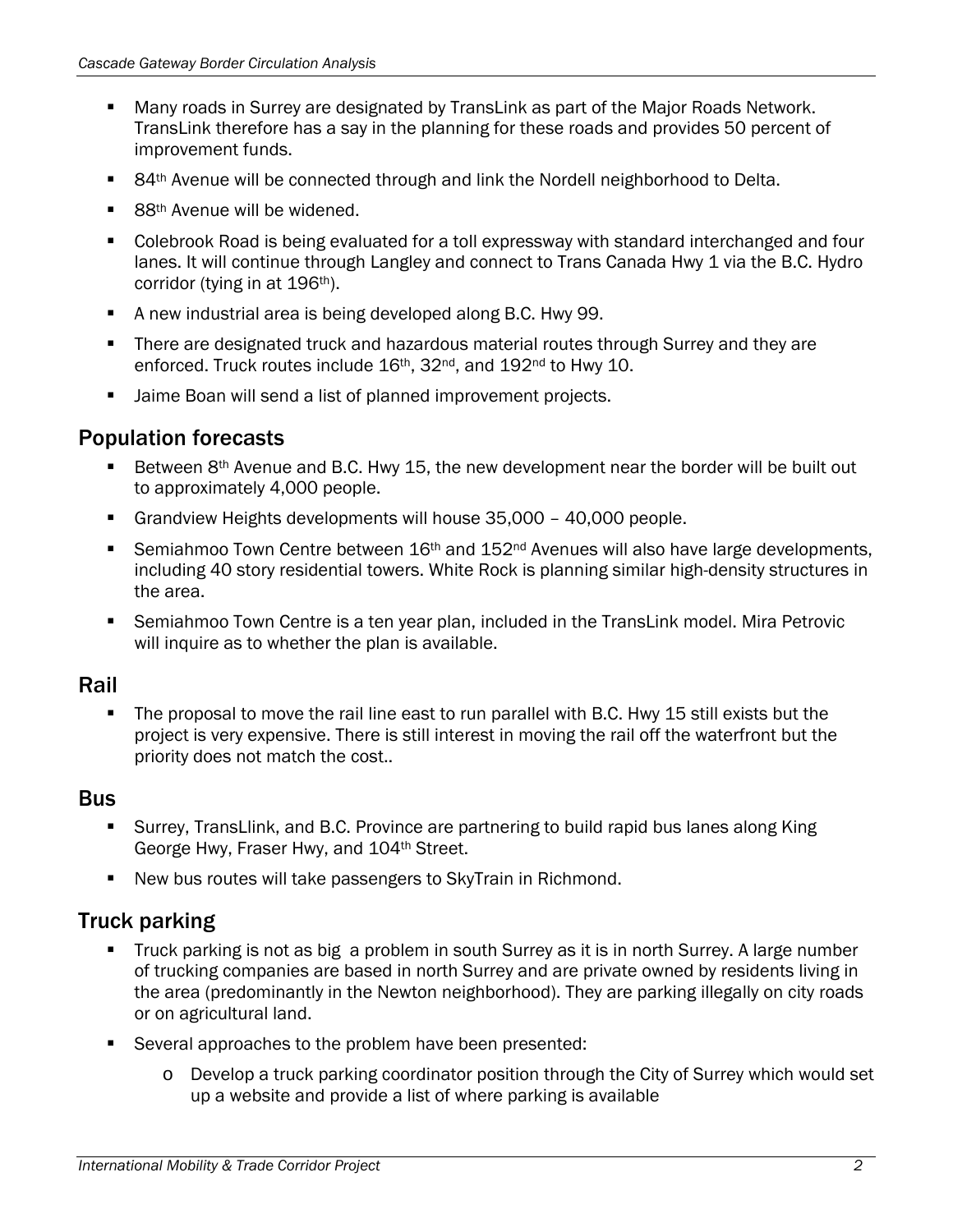- Many roads in Surrey are designated by TransLink as part of the Major Roads Network. TransLink therefore has a say in the planning for these roads and provides 50 percent of improvement funds.
- 84th Avenue will be connected through and link the Nordell neighborhood to Delta.
- 88th Avenue will be widened.
- Colebrook Road is being evaluated for a toll expressway with standard interchanged and four lanes. It will continue through Langley and connect to Trans Canada Hwy 1 via the B.C. Hydro corridor (tying in at 196th).
- A new industrial area is being developed along B.C. Hwy 99.
- There are designated truck and hazardous material routes through Surrey and they are enforced. Truck routes include 16th, 32nd, and 192nd to Hwy 10.
- Jaime Boan will send a list of planned improvement projects.

## Population forecasts

- Between 8th Avenue and B.C. Hwy 15, the new development near the border will be built out to approximately 4,000 people.
- Grandview Heights developments will house 35,000 – 40,000 people.
- Semiahmoo Town Centre between 16th and 152nd Avenues will also have large developments, including 40 story residential towers. White Rock is planning similar high-density structures in the area.
- Semiahmoo Town Centre is a ten year plan, included in the TransLink model. Mira Petrovic will inquire as to whether the plan is available.

## Rail

- The proposal to move the rail line east to run parallel with B.C. Hwy 15 still exists but the project is very expensive. There is still interest in moving the rail off the waterfront but the priority does not match the cost..

## Bus

- Surrey, TransLlink, and B.C. Province are partnering to build rapid bus lanes along King George Hwy, Fraser Hwy, and 104th Street.
- New bus routes will take passengers to SkyTrain in Richmond.

## Truck parking

- Truck parking is not as big a problem in south Surrey as it is in north Surrey. A large number of trucking companies are based in north Surrey and are private owned by residents living in the area (predominantly in the Newton neighborhood). They are parking illegally on city roads or on agricultural land.
- Several approaches to the problem have been presented:
  - Develop a truck parking coordinator position through the City of Surrey which would set up a website and provide a list of where parking is available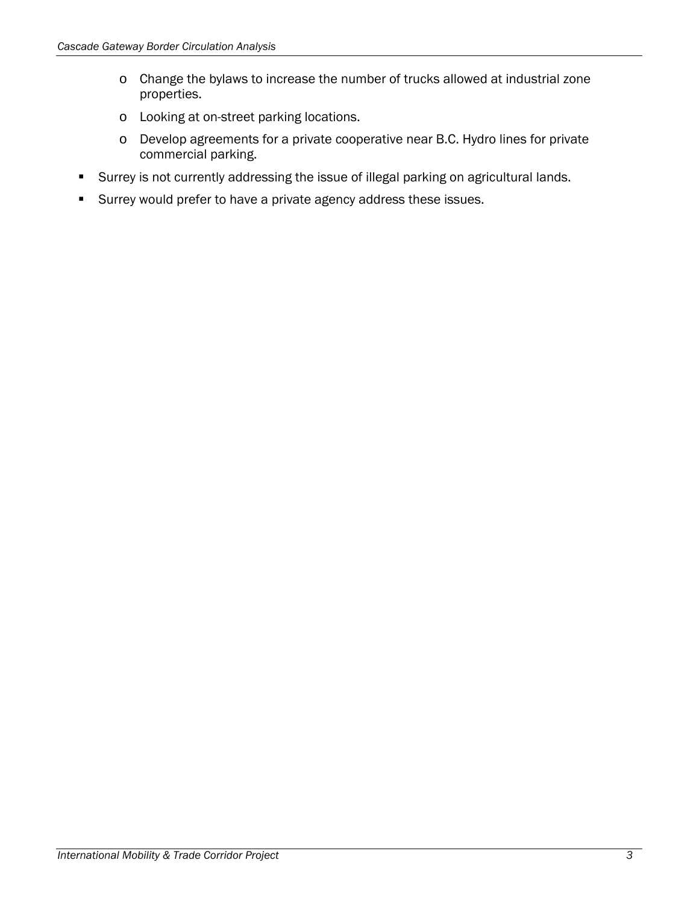- Change the bylaws to increase the number of trucks allowed at industrial zone properties.
  - Looking at on-street parking locations.
  - Develop agreements for a private cooperative near B.C. Hydro lines for private commercial parking.
- Surrey is not currently addressing the issue of illegal parking on agricultural lands.
- Surrey would prefer to have a private agency address these issues.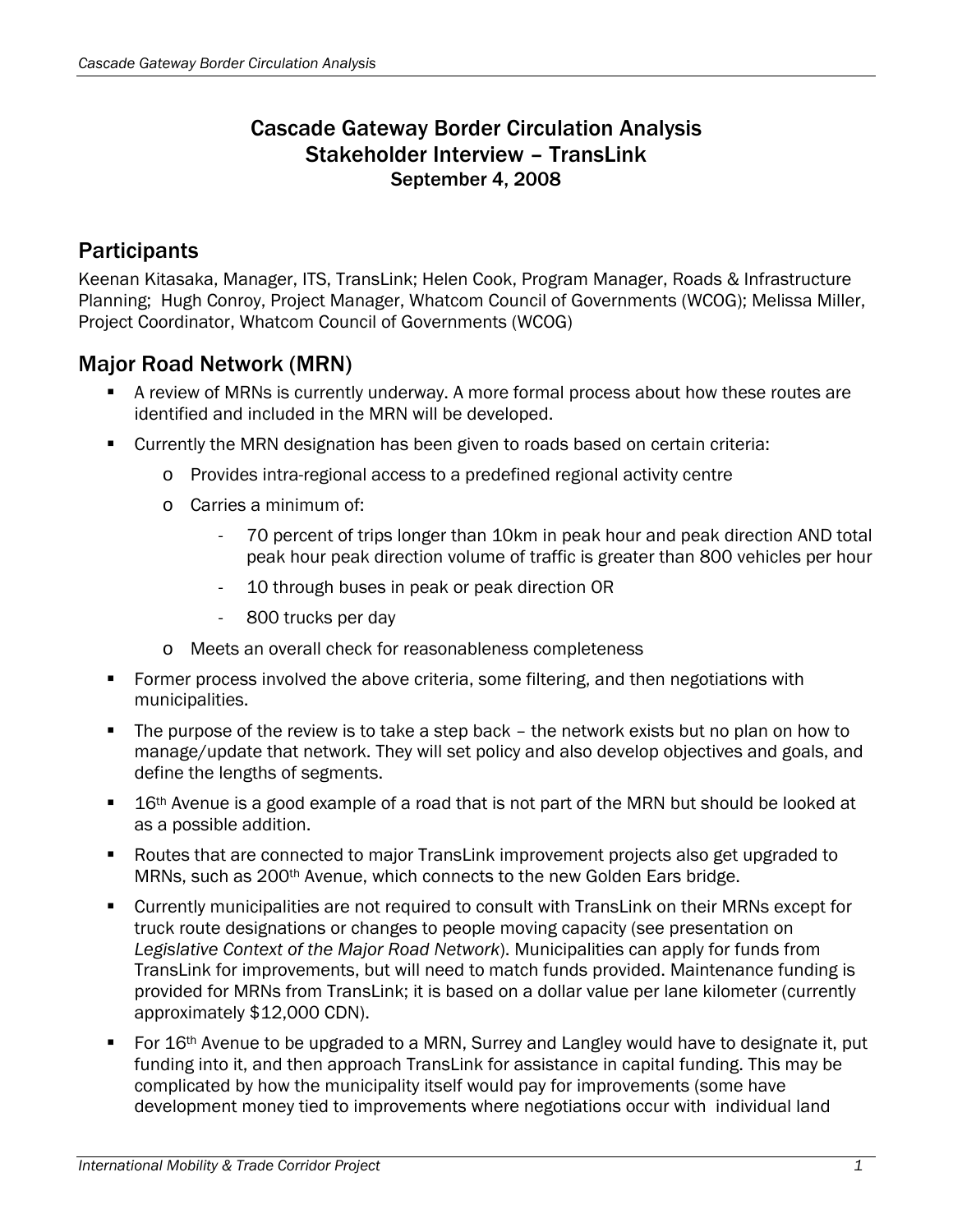# Cascade Gateway Border Circulation Analysis
# Stakeholder Interview – TransLink
### September 4, 2008

## Participants

Keenan Kitasaka, Manager, ITS, TransLink; Helen Cook, Program Manager, Roads & Infrastructure Planning; Hugh Conroy, Project Manager, Whatcom Council of Governments (WCOG); Melissa Miller, Project Coordinator, Whatcom Council of Governments (WCOG)

## Major Road Network (MRN)

- A review of MRNs is currently underway. A more formal process about how these routes are identified and included in the MRN will be developed.
- Currently the MRN designation has been given to roads based on certain criteria:
  - Provides intra-regional access to a predefined regional activity centre
  - Carries a minimum of:
    - 70 percent of trips longer than 10km in peak hour and peak direction AND total peak hour peak direction volume of traffic is greater than 800 vehicles per hour
    - 10 through buses in peak or peak direction OR
    - 800 trucks per day
  - Meets an overall check for reasonableness completeness
- Former process involved the above criteria, some filtering, and then negotiations with municipalities.
- The purpose of the review is to take a step back – the network exists but no plan on how to manage/update that network. They will set policy and also develop objectives and goals, and define the lengths of segments.
- 16th Avenue is a good example of a road that is not part of the MRN but should be looked at as a possible addition.
- Routes that are connected to major TransLink improvement projects also get upgraded to MRNs, such as 200th Avenue, which connects to the new Golden Ears bridge.
- Currently municipalities are not required to consult with TransLink on their MRNs except for truck route designations or changes to people moving capacity (see presentation on *Legislative Context of the Major Road Network*). Municipalities can apply for funds from TransLink for improvements, but will need to match funds provided. Maintenance funding is provided for MRNs from TransLink; it is based on a dollar value per lane kilometer (currently approximately $12,000 CDN).
- For 16th Avenue to be upgraded to a MRN, Surrey and Langley would have to designate it, put funding into it, and then approach TransLink for assistance in capital funding. This may be complicated by how the municipality itself would pay for improvements (some have development money tied to improvements where negotiations occur with individual land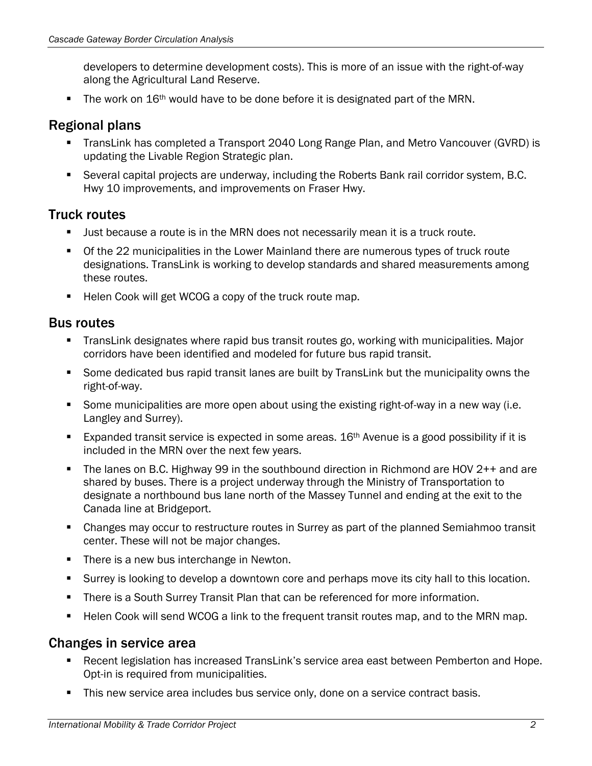developers to determine development costs). This is more of an issue with the right-of-way along the Agricultural Land Reserve.

- The work on 16th would have to be done before it is designated part of the MRN.

## Regional plans

- TransLink has completed a Transport 2040 Long Range Plan, and Metro Vancouver (GVRD) is updating the Livable Region Strategic plan.
- Several capital projects are underway, including the Roberts Bank rail corridor system, B.C. Hwy 10 improvements, and improvements on Fraser Hwy.

## Truck routes

- Just because a route is in the MRN does not necessarily mean it is a truck route.
- Of the 22 municipalities in the Lower Mainland there are numerous types of truck route designations. TransLink is working to develop standards and shared measurements among these routes.
- Helen Cook will get WCOG a copy of the truck route map.

## Bus routes

- TransLink designates where rapid bus transit routes go, working with municipalities. Major corridors have been identified and modeled for future bus rapid transit.
- Some dedicated bus rapid transit lanes are built by TransLink but the municipality owns the right-of-way.
- Some municipalities are more open about using the existing right-of-way in a new way (i.e. Langley and Surrey).
- Expanded transit service is expected in some areas. 16th Avenue is a good possibility if it is included in the MRN over the next few years.
- The lanes on B.C. Highway 99 in the southbound direction in Richmond are HOV 2++ and are shared by buses. There is a project underway through the Ministry of Transportation to designate a northbound bus lane north of the Massey Tunnel and ending at the exit to the Canada line at Bridgeport.
- Changes may occur to restructure routes in Surrey as part of the planned Semiahmoo transit center. These will not be major changes.
- There is a new bus interchange in Newton.
- Surrey is looking to develop a downtown core and perhaps move its city hall to this location.
- There is a South Surrey Transit Plan that can be referenced for more information.
- Helen Cook will send WCOG a link to the frequent transit routes map, and to the MRN map.

## Changes in service area

- Recent legislation has increased TransLink's service area east between Pemberton and Hope. Opt-in is required from municipalities.
- This new service area includes bus service only, done on a service contract basis.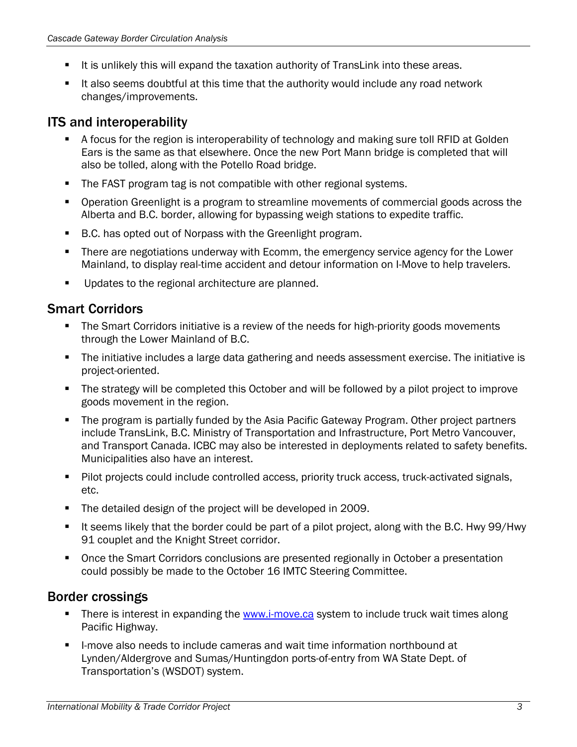- It is unlikely this will expand the taxation authority of TransLink into these areas.
- It also seems doubtful at this time that the authority would include any road network changes/improvements.

## ITS and interoperability

- A focus for the region is interoperability of technology and making sure toll RFID at Golden Ears is the same as that elsewhere. Once the new Port Mann bridge is completed that will also be tolled, along with the Potello Road bridge.
- The FAST program tag is not compatible with other regional systems.
- Operation Greenlight is a program to streamline movements of commercial goods across the Alberta and B.C. border, allowing for bypassing weigh stations to expedite traffic.
- B.C. has opted out of Norpass with the Greenlight program.
- There are negotiations underway with Ecomm, the emergency service agency for the Lower Mainland, to display real-time accident and detour information on I-Move to help travelers.
- Updates to the regional architecture are planned.

## Smart Corridors

- The Smart Corridors initiative is a review of the needs for high-priority goods movements through the Lower Mainland of B.C.
- The initiative includes a large data gathering and needs assessment exercise. The initiative is project-oriented.
- The strategy will be completed this October and will be followed by a pilot project to improve goods movement in the region.
- The program is partially funded by the Asia Pacific Gateway Program. Other project partners include TransLink, B.C. Ministry of Transportation and Infrastructure, Port Metro Vancouver, and Transport Canada. ICBC may also be interested in deployments related to safety benefits. Municipalities also have an interest.
- Pilot projects could include controlled access, priority truck access, truck-activated signals, etc.
- The detailed design of the project will be developed in 2009.
- It seems likely that the border could be part of a pilot project, along with the B.C. Hwy 99/Hwy 91 couplet and the Knight Street corridor.
- Once the Smart Corridors conclusions are presented regionally in October a presentation could possibly be made to the October 16 IMTC Steering Committee.

## Border crossings

- There is interest in expanding the [www.i-move.ca](http://www.i-move.ca) system to include truck wait times along Pacific Highway.
- I-move also needs to include cameras and wait time information northbound at Lynden/Aldergrove and Sumas/Huntingdon ports-of-entry from WA State Dept. of Transportation's (WSDOT) system.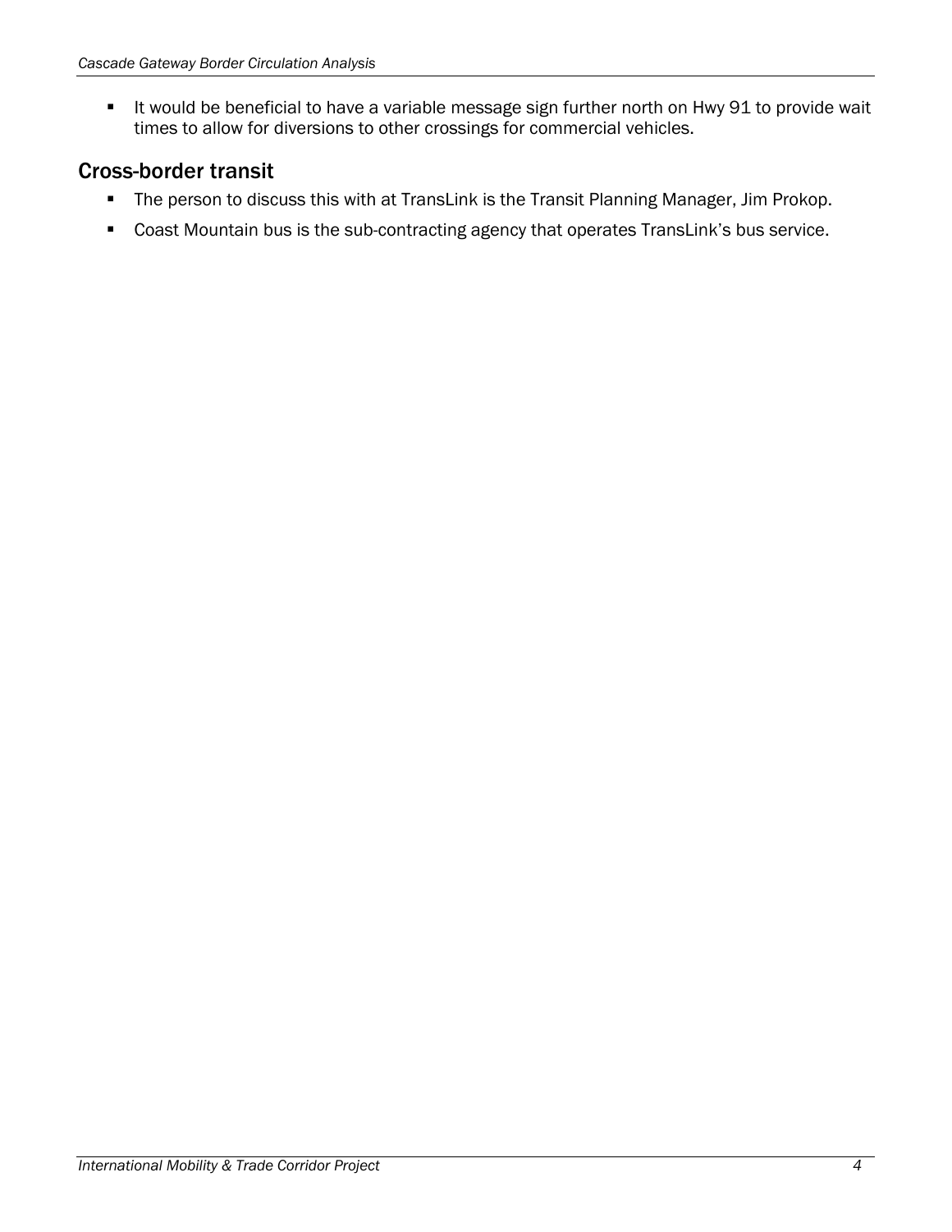- It would be beneficial to have a variable message sign further north on Hwy 91 to provide wait times to allow for diversions to other crossings for commercial vehicles.

## Cross-border transit

- The person to discuss this with at TransLink is the Transit Planning Manager, Jim Prokop.
- Coast Mountain bus is the sub-contracting agency that operates TransLink's bus service.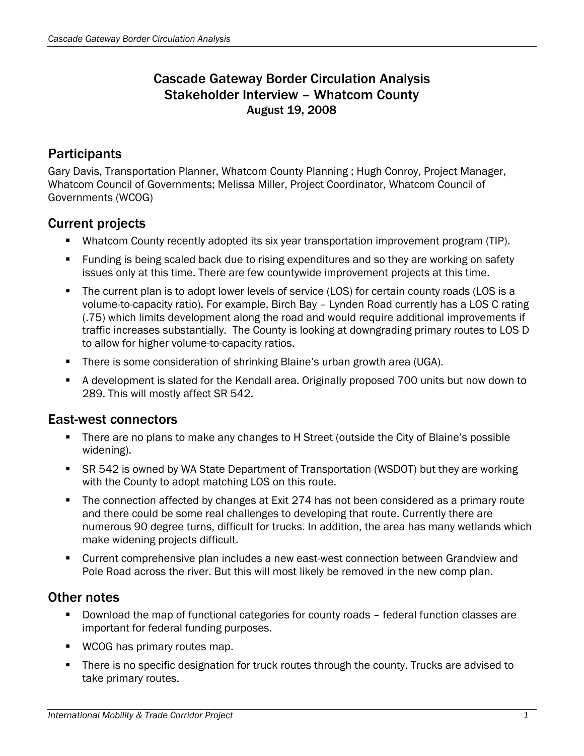# Cascade Gateway Border Circulation Analysis
# Stakeholder Interview – Whatcom County
## August 19, 2008

## Participants

Gary Davis, Transportation Planner, Whatcom County Planning ; Hugh Conroy, Project Manager, Whatcom Council of Governments; Melissa Miller, Project Coordinator, Whatcom Council of Governments (WCOG)

## Current projects

- Whatcom County recently adopted its six year transportation improvement program (TIP).
- Funding is being scaled back due to rising expenditures and so they are working on safety issues only at this time. There are few countywide improvement projects at this time.
- The current plan is to adopt lower levels of service (LOS) for certain county roads (LOS is a volume-to-capacity ratio). For example, Birch Bay – Lynden Road currently has a LOS C rating (.75) which limits development along the road and would require additional improvements if traffic increases substantially. The County is looking at downgrading primary routes to LOS D to allow for higher volume-to-capacity ratios.
- There is some consideration of shrinking Blaine's urban growth area (UGA).
- A development is slated for the Kendall area. Originally proposed 700 units but now down to 289. This will mostly affect SR 542.

## East-west connectors

- There are no plans to make any changes to H Street (outside the City of Blaine's possible widening).
- SR 542 is owned by WA State Department of Transportation (WSDOT) but they are working with the County to adopt matching LOS on this route.
- The connection affected by changes at Exit 274 has not been considered as a primary route and there could be some real challenges to developing that route. Currently there are numerous 90 degree turns, difficult for trucks. In addition, the area has many wetlands which make widening projects difficult.
- Current comprehensive plan includes a new east-west connection between Grandview and Pole Road across the river. But this will most likely be removed in the new comp plan.

## Other notes

- Download the map of functional categories for county roads – federal function classes are important for federal funding purposes.
- WCOG has primary routes map.
- There is no specific designation for truck routes through the county. Trucks are advised to take primary routes.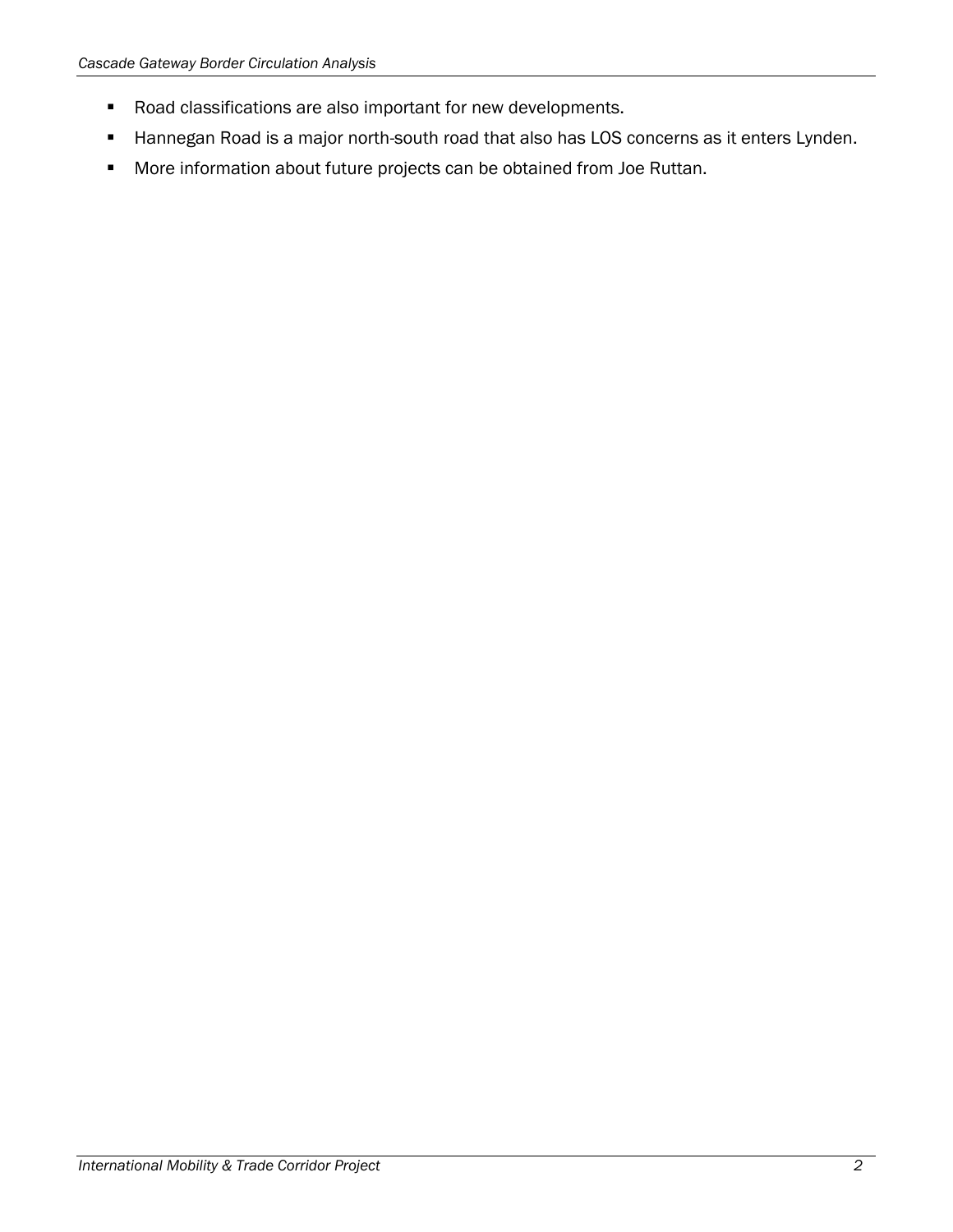- Road classifications are also important for new developments.
- Hannegan Road is a major north-south road that also has LOS concerns as it enters Lynden.
- More information about future projects can be obtained from Joe Ruttan.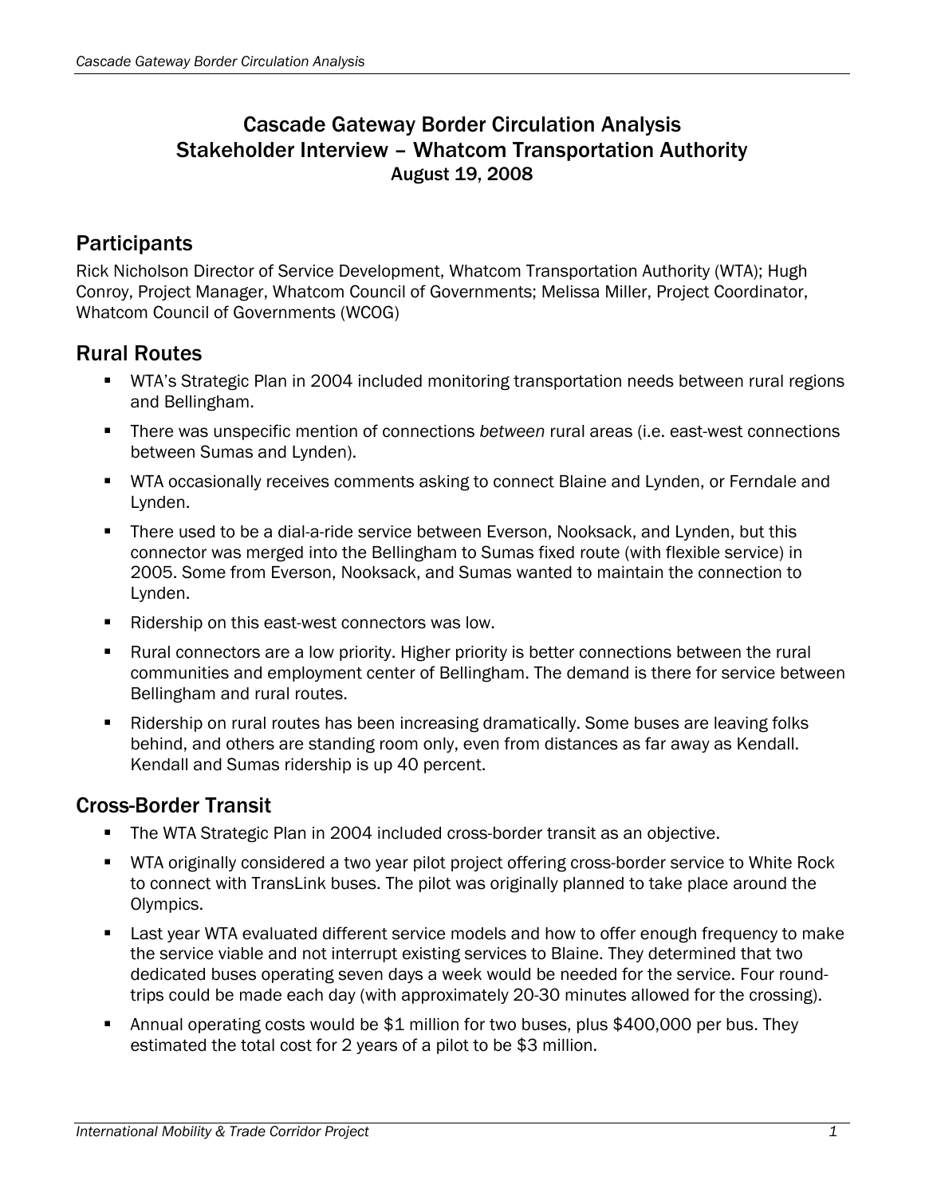# Cascade Gateway Border Circulation Analysis
# Stakeholder Interview – Whatcom Transportation Authority
## August 19, 2008

## Participants

Rick Nicholson Director of Service Development, Whatcom Transportation Authority (WTA); Hugh Conroy, Project Manager, Whatcom Council of Governments; Melissa Miller, Project Coordinator, Whatcom Council of Governments (WCOG)

## Rural Routes

- WTA's Strategic Plan in 2004 included monitoring transportation needs between rural regions and Bellingham.
- There was unspecific mention of connections *between* rural areas (i.e. east-west connections between Sumas and Lynden).
- WTA occasionally receives comments asking to connect Blaine and Lynden, or Ferndale and Lynden.
- There used to be a dial-a-ride service between Everson, Nooksack, and Lynden, but this connector was merged into the Bellingham to Sumas fixed route (with flexible service) in 2005. Some from Everson, Nooksack, and Sumas wanted to maintain the connection to Lynden.
- Ridership on this east-west connectors was low.
- Rural connectors are a low priority. Higher priority is better connections between the rural communities and employment center of Bellingham. The demand is there for service between Bellingham and rural routes.
- Ridership on rural routes has been increasing dramatically. Some buses are leaving folks behind, and others are standing room only, even from distances as far away as Kendall. Kendall and Sumas ridership is up 40 percent.

## Cross-Border Transit

- The WTA Strategic Plan in 2004 included cross-border transit as an objective.
- WTA originally considered a two year pilot project offering cross-border service to White Rock to connect with TransLink buses. The pilot was originally planned to take place around the Olympics.
- Last year WTA evaluated different service models and how to offer enough frequency to make the service viable and not interrupt existing services to Blaine. They determined that two dedicated buses operating seven days a week would be needed for the service. Four round-trips could be made each day (with approximately 20-30 minutes allowed for the crossing).
- Annual operating costs would be $1 million for two buses, plus $400,000 per bus. They estimated the total cost for 2 years of a pilot to be $3 million.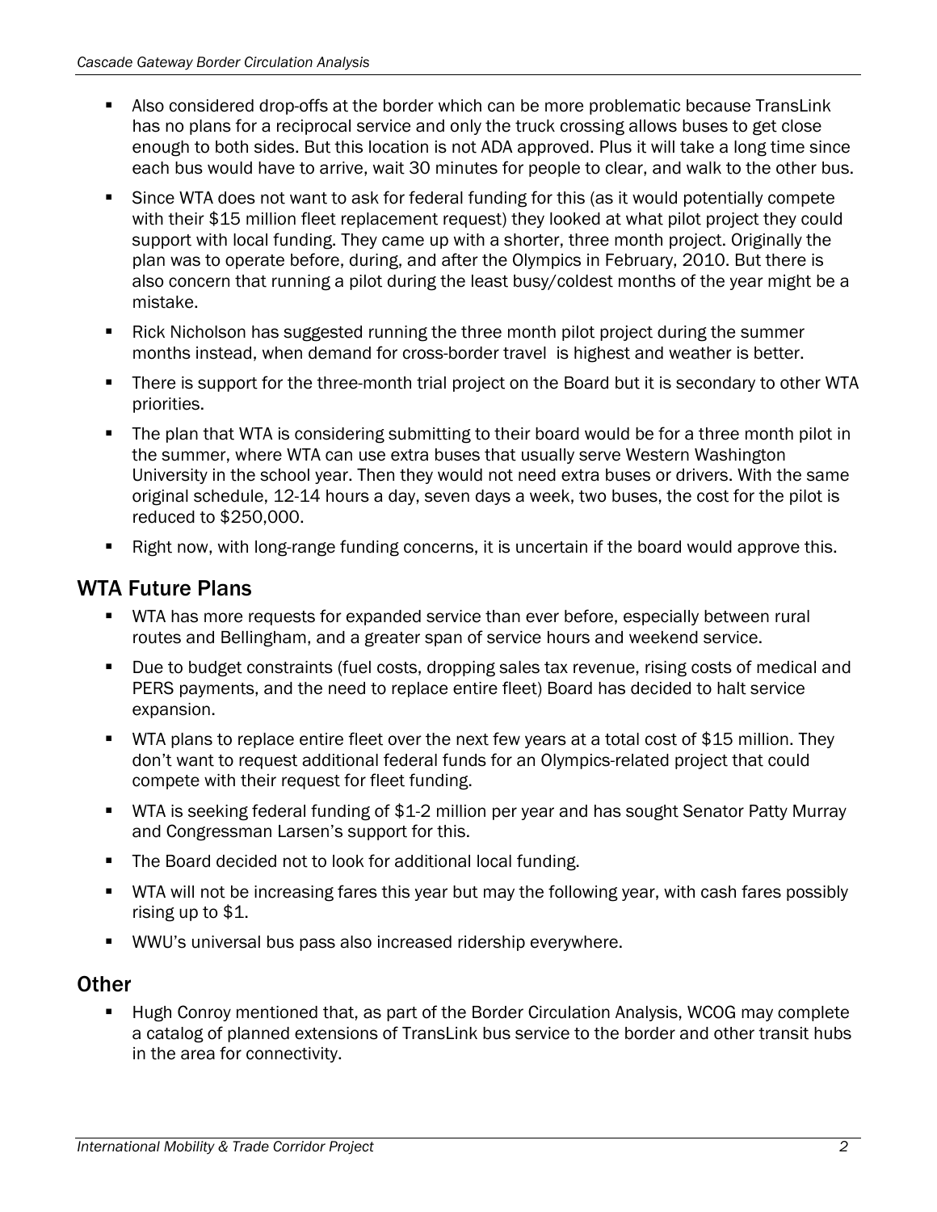- Also considered drop-offs at the border which can be more problematic because TransLink has no plans for a reciprocal service and only the truck crossing allows buses to get close enough to both sides. But this location is not ADA approved. Plus it will take a long time since each bus would have to arrive, wait 30 minutes for people to clear, and walk to the other bus.
- Since WTA does not want to ask for federal funding for this (as it would potentially compete with their $15 million fleet replacement request) they looked at what pilot project they could support with local funding. They came up with a shorter, three month project. Originally the plan was to operate before, during, and after the Olympics in February, 2010. But there is also concern that running a pilot during the least busy/coldest months of the year might be a mistake.
- Rick Nicholson has suggested running the three month pilot project during the summer months instead, when demand for cross-border travel is highest and weather is better.
- There is support for the three-month trial project on the Board but it is secondary to other WTA priorities.
- The plan that WTA is considering submitting to their board would be for a three month pilot in the summer, where WTA can use extra buses that usually serve Western Washington University in the school year. Then they would not need extra buses or drivers. With the same original schedule, 12-14 hours a day, seven days a week, two buses, the cost for the pilot is reduced to $250,000.
- Right now, with long-range funding concerns, it is uncertain if the board would approve this.

## WTA Future Plans

- WTA has more requests for expanded service than ever before, especially between rural routes and Bellingham, and a greater span of service hours and weekend service.
- Due to budget constraints (fuel costs, dropping sales tax revenue, rising costs of medical and PERS payments, and the need to replace entire fleet) Board has decided to halt service expansion.
- WTA plans to replace entire fleet over the next few years at a total cost of $15 million. They don't want to request additional federal funds for an Olympics-related project that could compete with their request for fleet funding.
- WTA is seeking federal funding of $1-2 million per year and has sought Senator Patty Murray and Congressman Larsen's support for this.
- The Board decided not to look for additional local funding.
- WTA will not be increasing fares this year but may the following year, with cash fares possibly rising up to $1.
- WWU's universal bus pass also increased ridership everywhere.

## Other

- Hugh Conroy mentioned that, as part of the Border Circulation Analysis, WCOG may complete a catalog of planned extensions of TransLink bus service to the border and other transit hubs in the area for connectivity.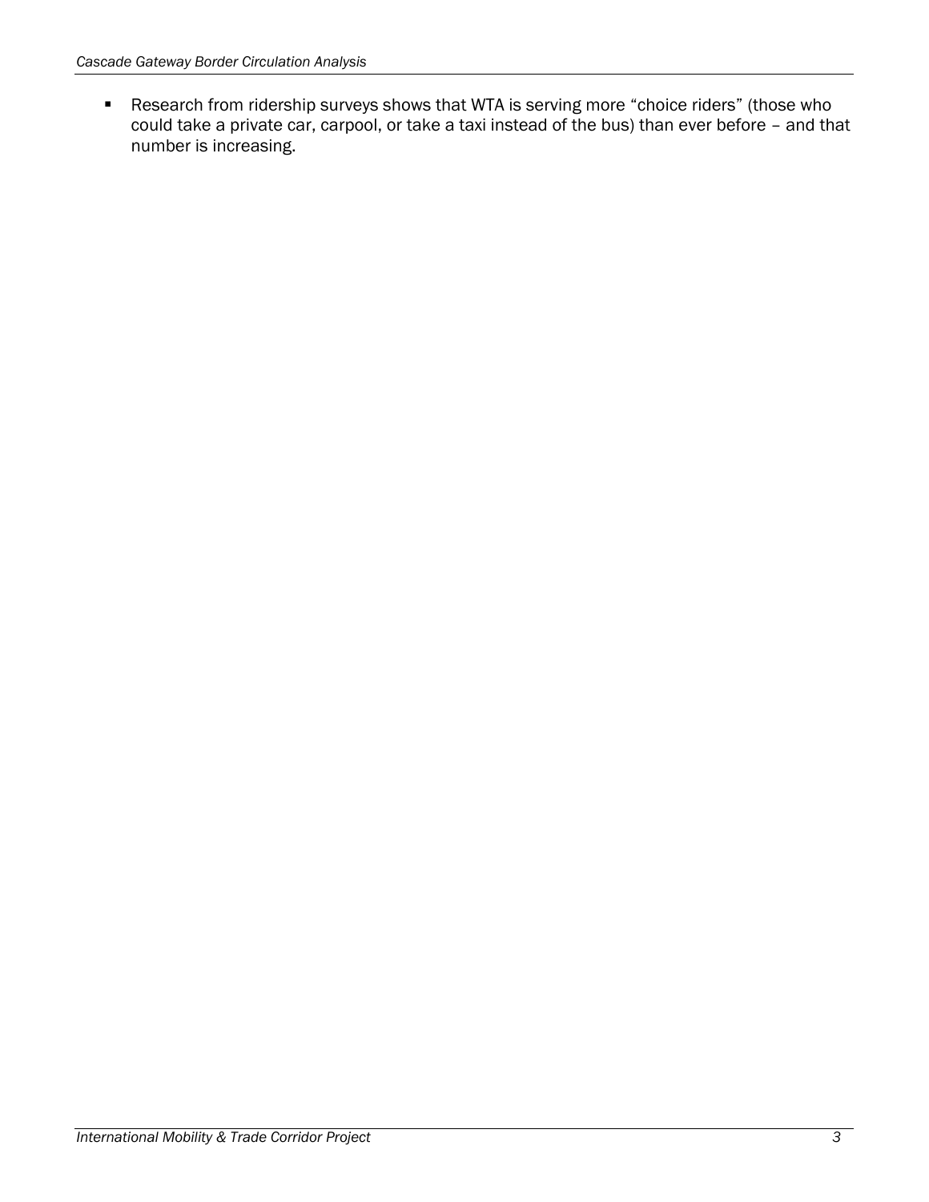- Research from ridership surveys shows that WTA is serving more "choice riders" (those who could take a private car, carpool, or take a taxi instead of the bus) than ever before – and that number is increasing.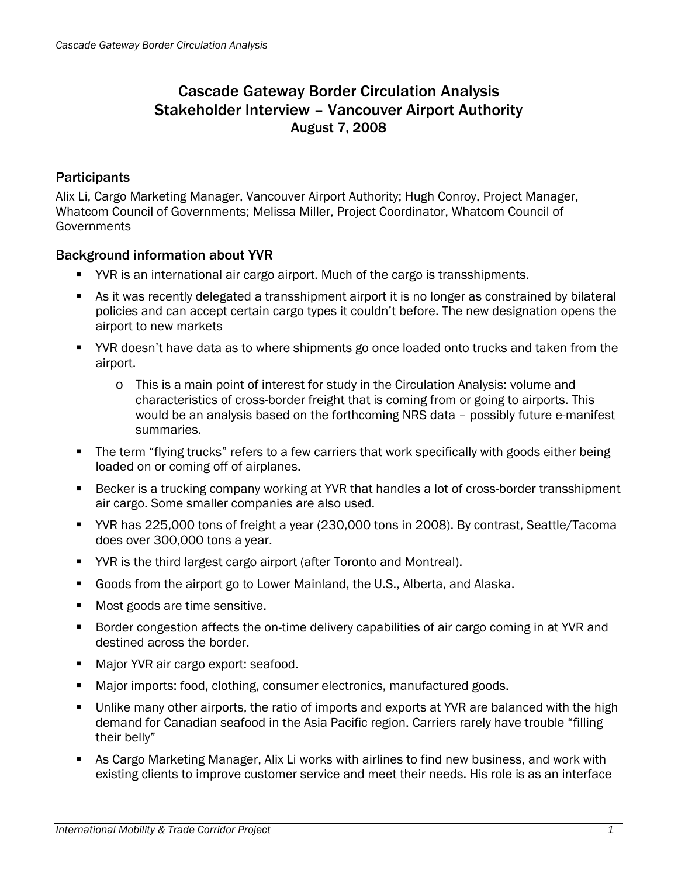# Cascade Gateway Border Circulation Analysis
# Stakeholder Interview – Vancouver Airport Authority
## August 7, 2008

### Participants

Alix Li, Cargo Marketing Manager, Vancouver Airport Authority; Hugh Conroy, Project Manager, Whatcom Council of Governments; Melissa Miller, Project Coordinator, Whatcom Council of Governments

### Background information about YVR

- YVR is an international air cargo airport. Much of the cargo is transshipments.
- As it was recently delegated a transshipment airport it is no longer as constrained by bilateral policies and can accept certain cargo types it couldn't before. The new designation opens the airport to new markets
- YVR doesn't have data as to where shipments go once loaded onto trucks and taken from the airport.
  - This is a main point of interest for study in the Circulation Analysis: volume and characteristics of cross-border freight that is coming from or going to airports. This would be an analysis based on the forthcoming NRS data – possibly future e-manifest summaries.
- The term "flying trucks" refers to a few carriers that work specifically with goods either being loaded on or coming off of airplanes.
- Becker is a trucking company working at YVR that handles a lot of cross-border transshipment air cargo. Some smaller companies are also used.
- YVR has 225,000 tons of freight a year (230,000 tons in 2008). By contrast, Seattle/Tacoma does over 300,000 tons a year.
- YVR is the third largest cargo airport (after Toronto and Montreal).
- Goods from the airport go to Lower Mainland, the U.S., Alberta, and Alaska.
- Most goods are time sensitive.
- Border congestion affects the on-time delivery capabilities of air cargo coming in at YVR and destined across the border.
- Major YVR air cargo export: seafood.
- Major imports: food, clothing, consumer electronics, manufactured goods.
- Unlike many other airports, the ratio of imports and exports at YVR are balanced with the high demand for Canadian seafood in the Asia Pacific region. Carriers rarely have trouble "filling their belly"
- As Cargo Marketing Manager, Alix Li works with airlines to find new business, and work with existing clients to improve customer service and meet their needs. His role is as an interface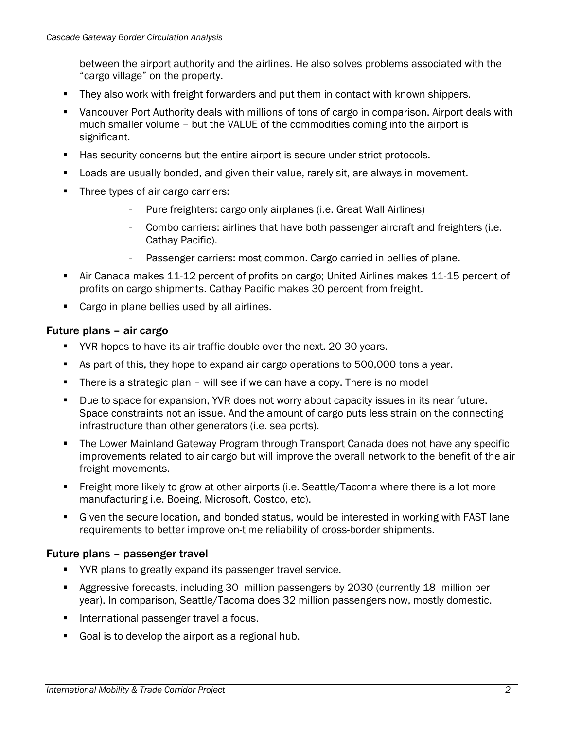between the airport authority and the airlines. He also solves problems associated with the "cargo village" on the property.

- They also work with freight forwarders and put them in contact with known shippers.
- Vancouver Port Authority deals with millions of tons of cargo in comparison. Airport deals with much smaller volume – but the VALUE of the commodities coming into the airport is significant.
- Has security concerns but the entire airport is secure under strict protocols.
- Loads are usually bonded, and given their value, rarely sit, are always in movement.
- Three types of air cargo carriers:
    - Pure freighters: cargo only airplanes (i.e. Great Wall Airlines)
    - Combo carriers: airlines that have both passenger aircraft and freighters (i.e. Cathay Pacific).
    - Passenger carriers: most common. Cargo carried in bellies of plane.
- Air Canada makes 11-12 percent of profits on cargo; United Airlines makes 11-15 percent of profits on cargo shipments. Cathay Pacific makes 30 percent from freight.
- Cargo in plane bellies used by all airlines.

### Future plans – air cargo

- YVR hopes to have its air traffic double over the next. 20-30 years.
- As part of this, they hope to expand air cargo operations to 500,000 tons a year.
- There is a strategic plan – will see if we can have a copy. There is no model
- Due to space for expansion, YVR does not worry about capacity issues in its near future. Space constraints not an issue. And the amount of cargo puts less strain on the connecting infrastructure than other generators (i.e. sea ports).
- The Lower Mainland Gateway Program through Transport Canada does not have any specific improvements related to air cargo but will improve the overall network to the benefit of the air freight movements.
- Freight more likely to grow at other airports (i.e. Seattle/Tacoma where there is a lot more manufacturing i.e. Boeing, Microsoft, Costco, etc).
- Given the secure location, and bonded status, would be interested in working with FAST lane requirements to better improve on-time reliability of cross-border shipments.

### Future plans – passenger travel

- YVR plans to greatly expand its passenger travel service.
- Aggressive forecasts, including 30 million passengers by 2030 (currently 18 million per year). In comparison, Seattle/Tacoma does 32 million passengers now, mostly domestic.
- International passenger travel a focus.
- Goal is to develop the airport as a regional hub.